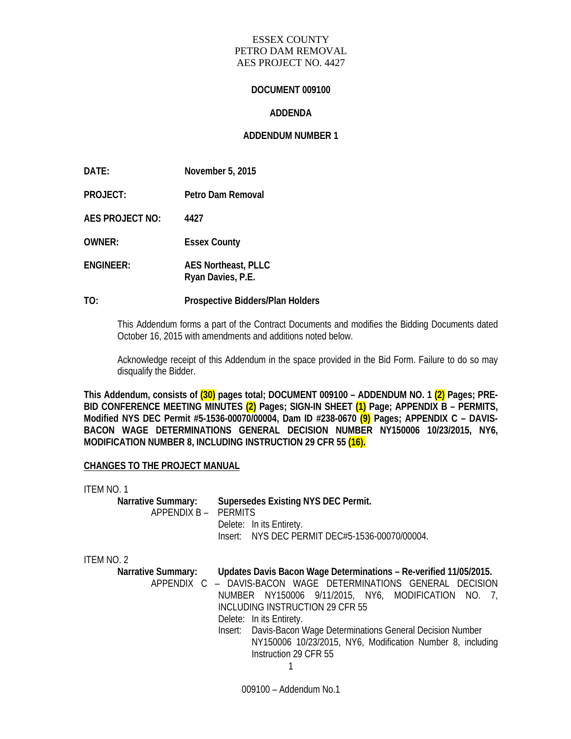ESSEX COUNTY
PETRO DAM REMOVAL
AES PROJECT NO. 4427

**DOCUMENT 009100**

**ADDENDA**

**ADDENDUM NUMBER 1**

**DATE:** **November 5, 2015**

**PROJECT:** **Petro Dam Removal**

**AES PROJECT NO:** **4427**

**OWNER:** **Essex County**

**ENGINEER:** **AES Northeast, PLLC**
**Ryan Davies, P.E.**

**TO:** **Prospective Bidders/Plan Holders**

This Addendum forms a part of the Contract Documents and modifies the Bidding Documents dated October 16, 2015 with amendments and additions noted below.

Acknowledge receipt of this Addendum in the space provided in the Bid Form. Failure to do so may disqualify the Bidder.

**This Addendum, consists of (30) pages total; DOCUMENT 009100 – ADDENDUM NO. 1 (2) Pages; PRE-BID CONFERENCE MEETING MINUTES (2) Pages; SIGN-IN SHEET (1) Page; APPENDIX B – PERMITS, Modified NYS DEC Permit #5-1536-00070/00004, Dam ID #238-0670 (9) Pages; APPENDIX C – DAVIS-BACON WAGE DETERMINATIONS GENERAL DECISION NUMBER NY150006 10/23/2015, NY6, MODIFICATION NUMBER 8, INCLUDING INSTRUCTION 29 CFR 55 (16).**

**CHANGES TO THE PROJECT MANUAL**

ITEM NO. 1

**Narrative Summary:** **Supersedes Existing NYS DEC Permit.**

APPENDIX B – PERMITS

Delete: In its Entirety.

Insert: NYS DEC PERMIT DEC#5-1536-00070/00004.

ITEM NO. 2

**Narrative Summary:** **Updates Davis Bacon Wage Determinations – Re-verified 11/05/2015.**

APPENDIX C – DAVIS-BACON WAGE DETERMINATIONS GENERAL DECISION NUMBER NY150006 9/11/2015, NY6, MODIFICATION NO. 7, INCLUDING INSTRUCTION 29 CFR 55

Delete: In its Entirety.

Insert: Davis-Bacon Wage Determinations General Decision Number NY150006 10/23/2015, NY6, Modification Number 8, including Instruction 29 CFR 55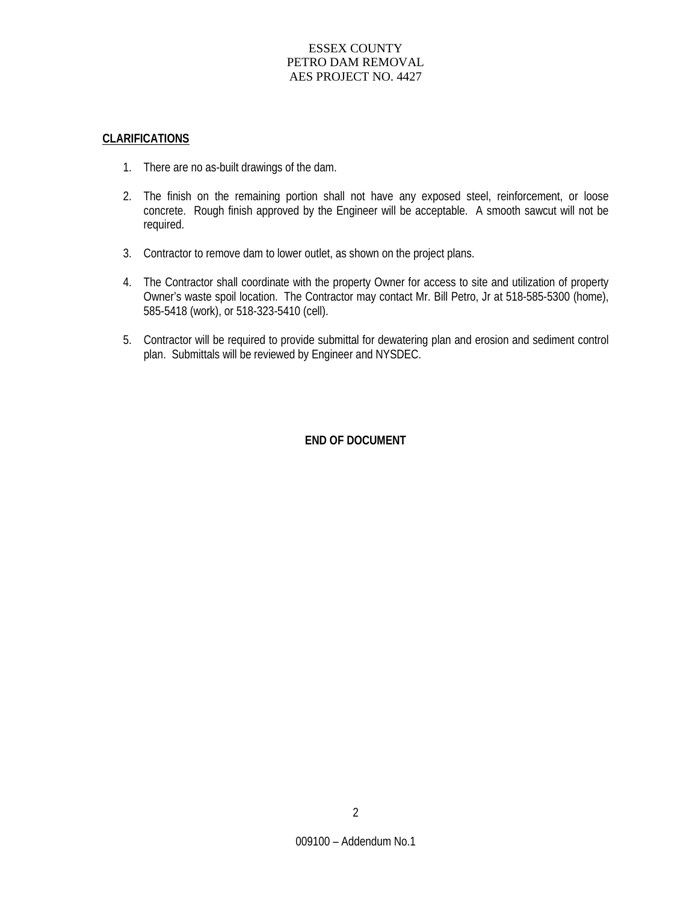## CLARIFICATIONS

1. There are no as-built drawings of the dam.

2. The finish on the remaining portion shall not have any exposed steel, reinforcement, or loose concrete. Rough finish approved by the Engineer will be acceptable. A smooth sawcut will not be required.

3. Contractor to remove dam to lower outlet, as shown on the project plans.

4. The Contractor shall coordinate with the property Owner for access to site and utilization of property Owner's waste spoil location. The Contractor may contact Mr. Bill Petro, Jr at 518-585-5300 (home), 585-5418 (work), or 518-323-5410 (cell).

5. Contractor will be required to provide submittal for dewatering plan and erosion and sediment control plan. Submittals will be reviewed by Engineer and NYSDEC.

**END OF DOCUMENT**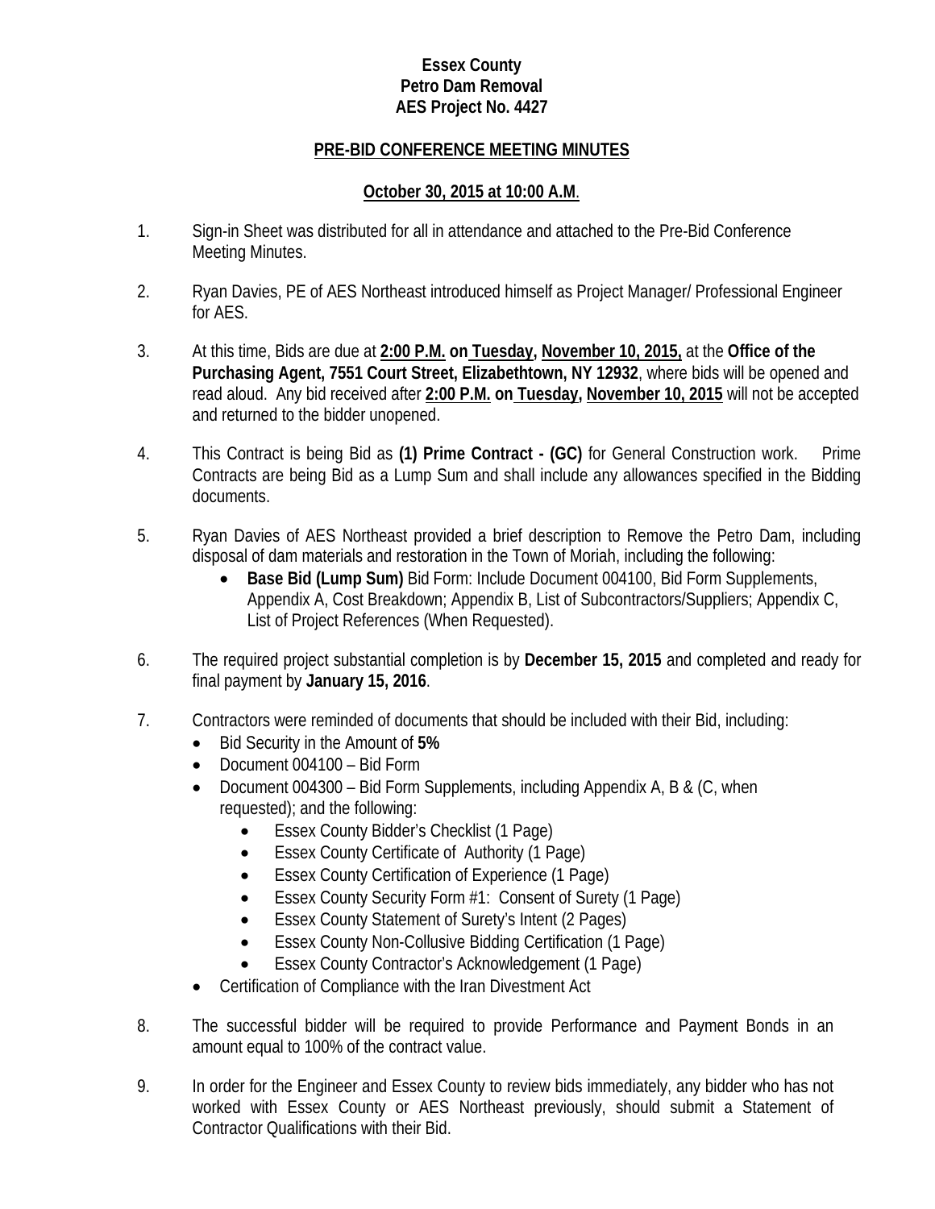**Essex County**
**Petro Dam Removal**
**AES Project No. 4427**

**PRE-BID CONFERENCE MEETING MINUTES**

**October 30, 2015 at 10:00 A.M**.

1. Sign-in Sheet was distributed for all in attendance and attached to the Pre-Bid Conference Meeting Minutes.

2. Ryan Davies, PE of AES Northeast introduced himself as Project Manager/ Professional Engineer for AES.

3. At this time, Bids are due at **2:00 P.M. on Tuesday, November 10, 2015,** at the **Office of the Purchasing Agent, 7551 Court Street, Elizabethtown, NY 12932**, where bids will be opened and read aloud. Any bid received after **2:00 P.M. on Tuesday, November 10, 2015** will not be accepted and returned to the bidder unopened.

4. This Contract is being Bid as **(1) Prime Contract - (GC)** for General Construction work. Prime Contracts are being Bid as a Lump Sum and shall include any allowances specified in the Bidding documents.

5. Ryan Davies of AES Northeast provided a brief description to Remove the Petro Dam, including disposal of dam materials and restoration in the Town of Moriah, including the following:
   - **Base Bid (Lump Sum)** Bid Form: Include Document 004100, Bid Form Supplements, Appendix A, Cost Breakdown; Appendix B, List of Subcontractors/Suppliers; Appendix C, List of Project References (When Requested).

6. The required project substantial completion is by **December 15, 2015** and completed and ready for final payment by **January 15, 2016**.

7. Contractors were reminded of documents that should be included with their Bid, including:
   - Bid Security in the Amount of **5%**
   - Document 004100 – Bid Form
   - Document 004300 – Bid Form Supplements, including Appendix A, B & (C, when requested); and the following:
     - Essex County Bidder's Checklist (1 Page)
     - Essex County Certificate of Authority (1 Page)
     - Essex County Certification of Experience (1 Page)
     - Essex County Security Form #1: Consent of Surety (1 Page)
     - Essex County Statement of Surety's Intent (2 Pages)
     - Essex County Non-Collusive Bidding Certification (1 Page)
     - Essex County Contractor's Acknowledgement (1 Page)
   - Certification of Compliance with the Iran Divestment Act

8. The successful bidder will be required to provide Performance and Payment Bonds in an amount equal to 100% of the contract value.

9. In order for the Engineer and Essex County to review bids immediately, any bidder who has not worked with Essex County or AES Northeast previously, should submit a Statement of Contractor Qualifications with their Bid.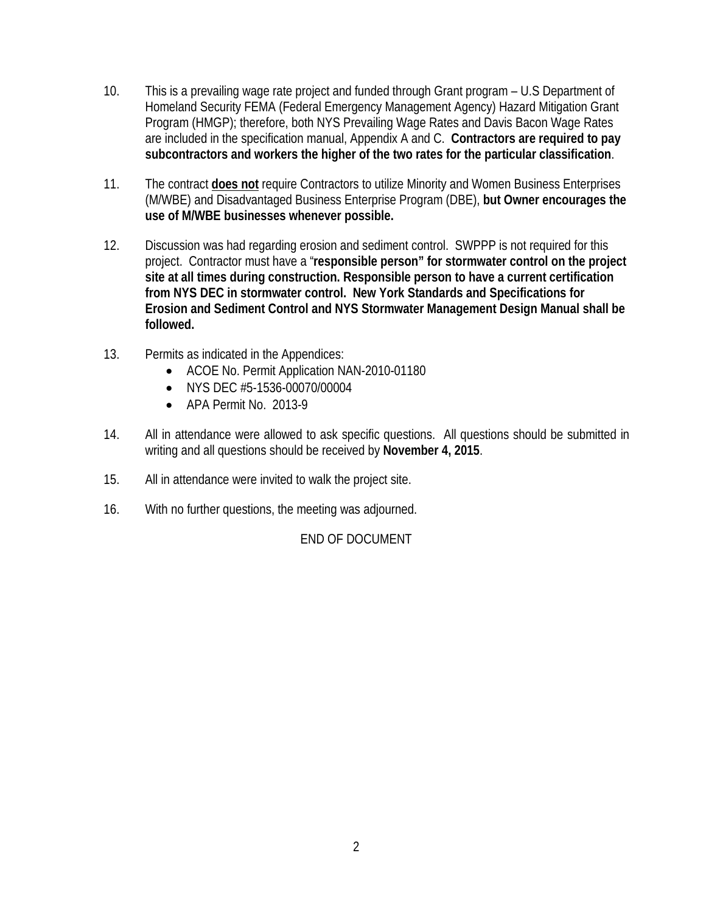10. This is a prevailing wage rate project and funded through Grant program – U.S Department of Homeland Security FEMA (Federal Emergency Management Agency) Hazard Mitigation Grant Program (HMGP); therefore, both NYS Prevailing Wage Rates and Davis Bacon Wage Rates are included in the specification manual, Appendix A and C. **Contractors are required to pay subcontractors and workers the higher of the two rates for the particular classification**.

11. The contract **<u>does not</u>** require Contractors to utilize Minority and Women Business Enterprises (M/WBE) and Disadvantaged Business Enterprise Program (DBE), **but Owner encourages the use of M/WBE businesses whenever possible.**

12. Discussion was had regarding erosion and sediment control. SWPPP is not required for this project. Contractor must have a "**responsible person" for stormwater control on the project site at all times during construction. Responsible person to have a current certification from NYS DEC in stormwater control. New York Standards and Specifications for Erosion and Sediment Control and NYS Stormwater Management Design Manual shall be followed.**

13. Permits as indicated in the Appendices:
    - ACOE No. Permit Application NAN-2010-01180
    - NYS DEC #5-1536-00070/00004
    - APA Permit No. 2013-9

14. All in attendance were allowed to ask specific questions. All questions should be submitted in writing and all questions should be received by **November 4, 2015**.

15. All in attendance were invited to walk the project site.

16. With no further questions, the meeting was adjourned.

END OF DOCUMENT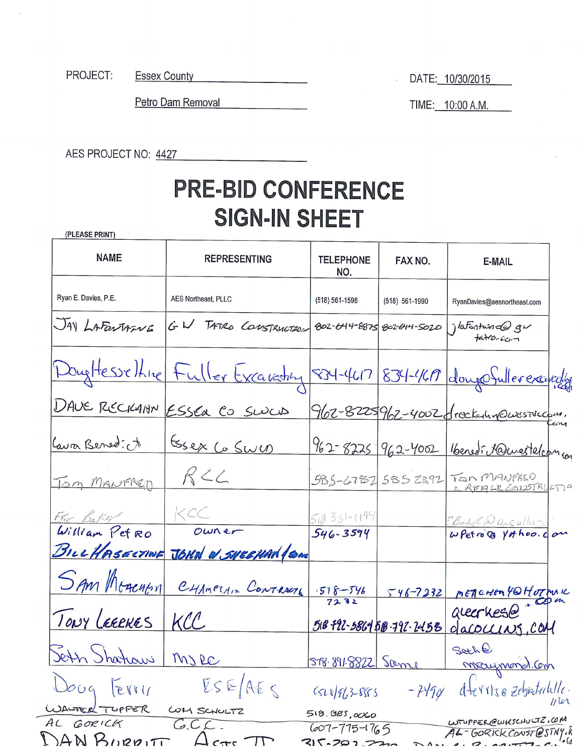PROJECT: Essex County

Petro Dam Removal

DATE: 10/30/2015

TIME: 10:00 A.M.

AES PROJECT NO: 4427

# PRE-BID CONFERENCE SIGN-IN SHEET

(PLEASE PRINT)

| NAME | REPRESENTING | TELEPHONE NO. | FAX NO. | E-MAIL |
|---|---|---|---|---|
| Ryan E. Davies, P.E. | AES Northeast, PLLC | (518) 561-1598 | (518) 561-1990 | RyanDavies@aesnortheast.com |
| JAY LAFONTAINE | G W TATRO CONSTRUCTION | 802-644-8875 | 802-644-5020 | jlafontaine@gw tatro.com |
| Doug Hesseltine | Fuller Excavating | 834-4617 | 834-4617 | doug@fullerexcavating |
| DAVE RECKAHN | ESSEX CO SWCD | 962-8225 | 962-4002 | dreckahn@westelcom.com |
| Laura Benedict | Essex Co SWCD | 962-8225 | 962-4002 | lbenedict@westelcom.com |
| Tom MANFRED | RCC | 585-6782 | 585 2392 | TOM MANFRED 2 REALLCONSTRUCTION |
| Fox Baker | KCC | 518 361-1194 | | FBaker@Dacollins |
| William Petro | Owner | 546-3594 | | wPetro@ yahoo.com |
| BILL HASELTINE | JOHN W. SHEEHAN/SON | | | |
| SAM MEACHAM | CHAMPLAIN CONTRACTG | 518-546 7232 | 546-7232 | MEACHAM49@HOTMAIL.COM |
| TONY LEERKES | KCC | 518 792-5864 | 518-792-2458 | aleerkes@dacollins.com |
| Seth Shatraw | MJRC | 518-891-8822 | Same | Seth@mraymond.com |
| Doug Ferris | ESE/AES | (518) 963-8555 | -7490 | dferris@zebratuttle.com |
| WALTER TUPPER | WM SCHULTZ | 518.885.0060 | | WTUPPER@WMSCHULTZ.COM |
| AL GORICK | G.C.C. | 607-775-1765 | | AL-GORICKCONST@STNY.RR.COM |
| DAN BURRITT | ACTS II | 315-282-7770 | | DAN... BURRITT... |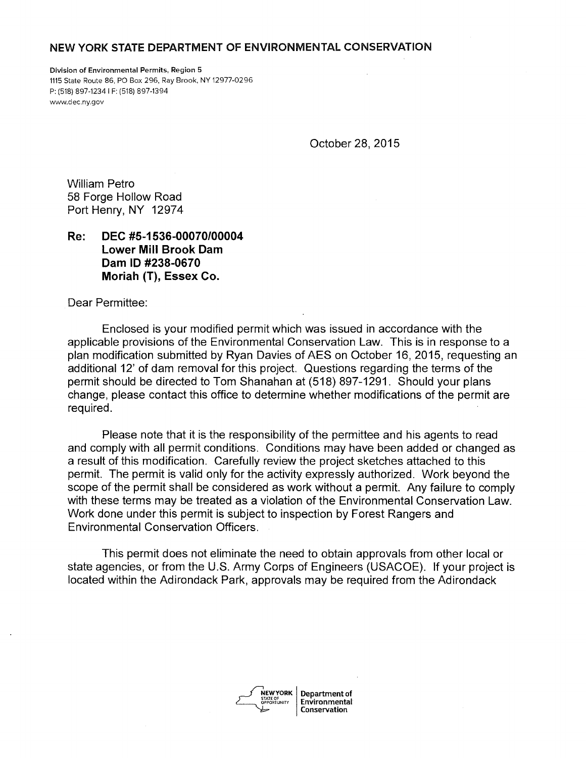## NEW YORK STATE DEPARTMENT OF ENVIRONMENTAL CONSERVATION

**Division of Environmental Permits, Region 5**
1115 State Route 86, PO Box 296, Ray Brook, NY 12977-0296
P: (518) 897-1234 | F: (518) 897-1394
www.dec.ny.gov

October 28, 2015

William Petro
58 Forge Hollow Road
Port Henry, NY 12974

**Re: DEC #5-1536-00070/00004**
**Lower Mill Brook Dam**
**Dam ID #238-0670**
**Moriah (T), Essex Co.**

Dear Permittee:

Enclosed is your modified permit which was issued in accordance with the applicable provisions of the Environmental Conservation Law. This is in response to a plan modification submitted by Ryan Davies of AES on October 16, 2015, requesting an additional 12' of dam removal for this project. Questions regarding the terms of the permit should be directed to Tom Shanahan at (518) 897-1291. Should your plans change, please contact this office to determine whether modifications of the permit are required.

Please note that it is the responsibility of the permittee and his agents to read and comply with all permit conditions. Conditions may have been added or changed as a result of this modification. Carefully review the project sketches attached to this permit. The permit is valid only for the activity expressly authorized. Work beyond the scope of the permit shall be considered as work without a permit. Any failure to comply with these terms may be treated as a violation of the Environmental Conservation Law. Work done under this permit is subject to inspection by Forest Rangers and Environmental Conservation Officers.

This permit does not eliminate the need to obtain approvals from other local or state agencies, or from the U.S. Army Corps of Engineers (USACOE). If your project is located within the Adirondack Park, approvals may be required from the Adirondack

NEW YORK STATE OF OPPORTUNITY | Department of Environmental Conservation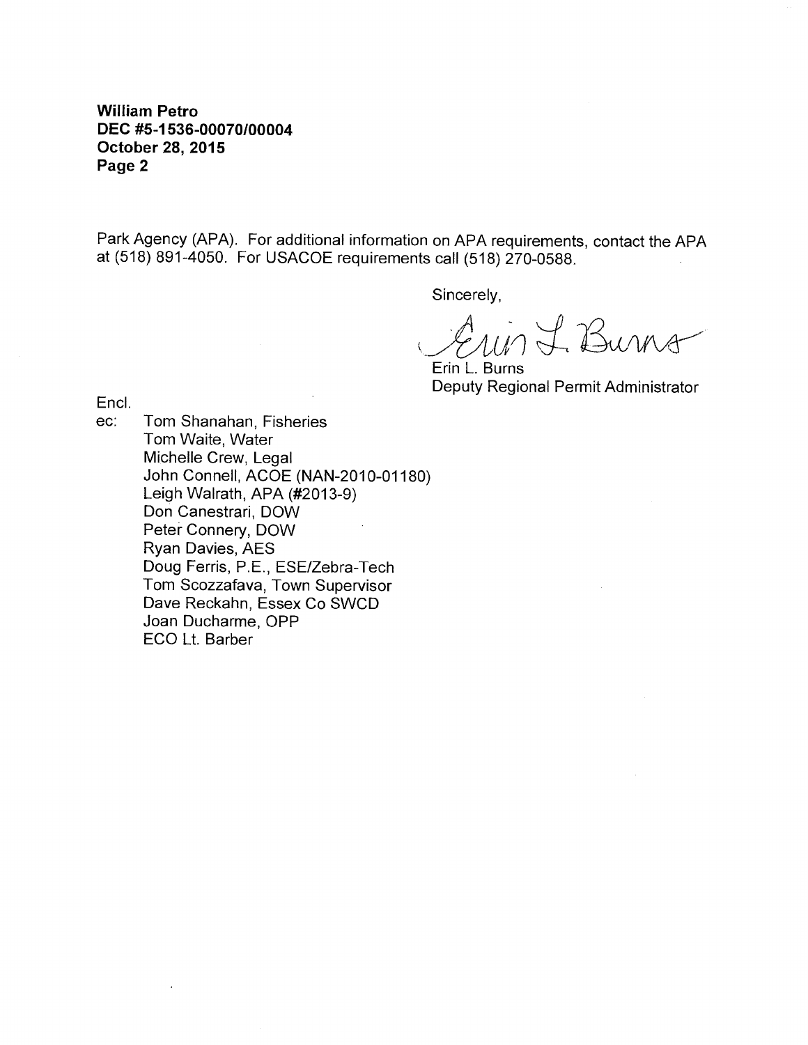Park Agency (APA). For additional information on APA requirements, contact the APA at (518) 891-4050. For USACOE requirements call (518) 270-0588.

Sincerely,

Erin L. Burns
Deputy Regional Permit Administrator

Encl.

ec: Tom Shanahan, Fisheries
Tom Waite, Water
Michelle Crew, Legal
John Connell, ACOE (NAN-2010-01180)
Leigh Walrath, APA (#2013-9)
Don Canestrari, DOW
Peter Connery, DOW
Ryan Davies, AES
Doug Ferris, P.E., ESE/Zebra-Tech
Tom Scozzafava, Town Supervisor
Dave Reckahn, Essex Co SWCD
Joan Ducharme, OPP
ECO Lt. Barber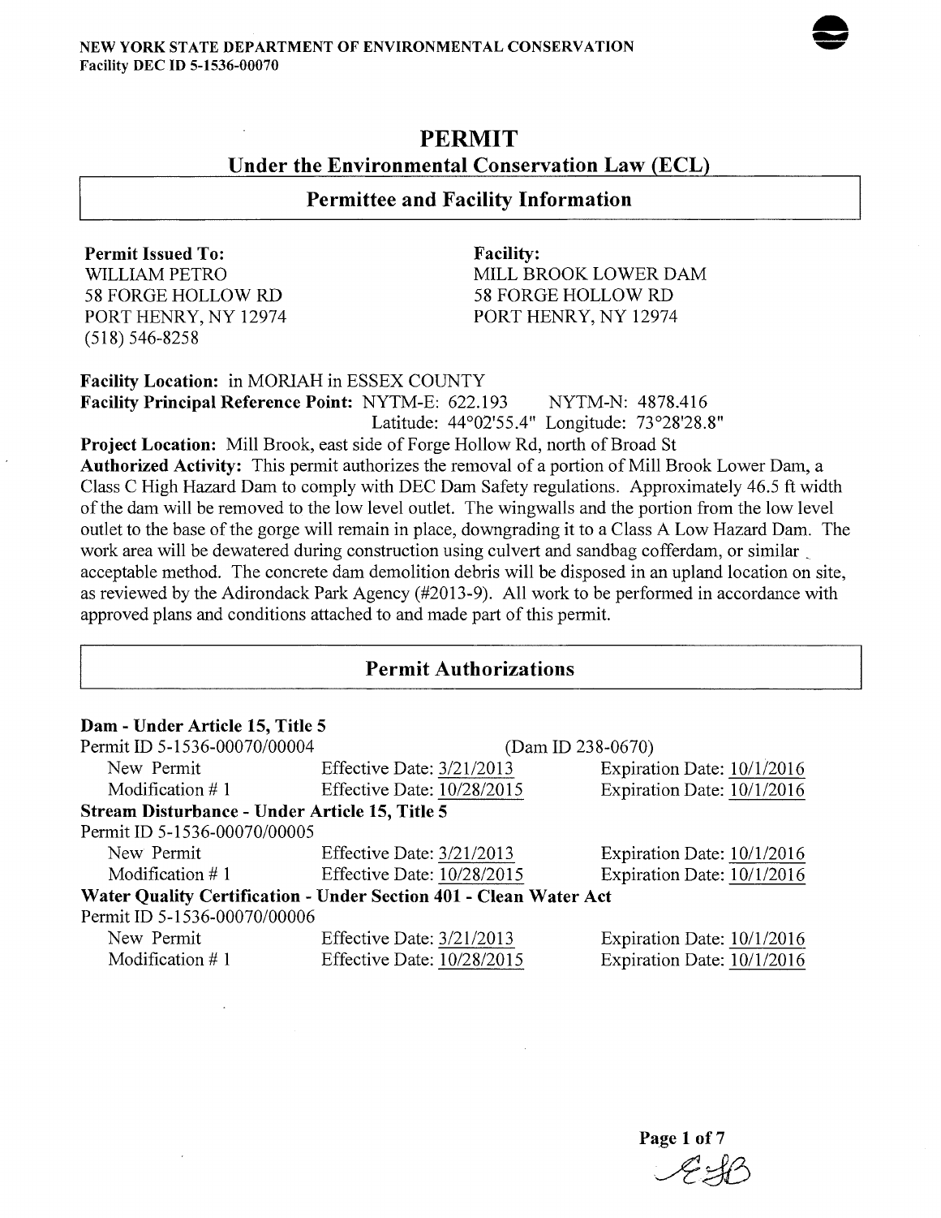NEW YORK STATE DEPARTMENT OF ENVIRONMENTAL CONSERVATION
Facility DEC ID 5-1536-00070

# PERMIT

## Under the Environmental Conservation Law (ECL)

### Permittee and Facility Information

**Permit Issued To:**
WILLIAM PETRO
58 FORGE HOLLOW RD
PORT HENRY, NY 12974
(518) 546-8258

**Facility:**
MILL BROOK LOWER DAM
58 FORGE HOLLOW RD
PORT HENRY, NY 12974

**Facility Location:** in MORIAH in ESSEX COUNTY
**Facility Principal Reference Point:** NYTM-E: 622.193 NYTM-N: 4878.416
Latitude: 44°02'55.4" Longitude: 73°28'28.8"
**Project Location:** Mill Brook, east side of Forge Hollow Rd, north of Broad St
**Authorized Activity:** This permit authorizes the removal of a portion of Mill Brook Lower Dam, a Class C High Hazard Dam to comply with DEC Dam Safety regulations. Approximately 46.5 ft width of the dam will be removed to the low level outlet. The wingwalls and the portion from the low level outlet to the base of the gorge will remain in place, downgrading it to a Class A Low Hazard Dam. The work area will be dewatered during construction using culvert and sandbag cofferdam, or similar acceptable method. The concrete dam demolition debris will be disposed in an upland location on site, as reviewed by the Adirondack Park Agency (#2013-9). All work to be performed in accordance with approved plans and conditions attached to and made part of this permit.

### Permit Authorizations

**Dam - Under Article 15, Title 5**
Permit ID 5-1536-00070/00004 (Dam ID 238-0670)

| | Effective Date | Expiration Date |
|---|---|---|
| New Permit | 3/21/2013 | 10/1/2016 |
| Modification # 1 | 10/28/2015 | 10/1/2016 |

**Stream Disturbance - Under Article 15, Title 5**
Permit ID 5-1536-00070/00005

| | Effective Date | Expiration Date |
|---|---|---|
| New Permit | 3/21/2013 | 10/1/2016 |
| Modification # 1 | 10/28/2015 | 10/1/2016 |

**Water Quality Certification - Under Section 401 - Clean Water Act**
Permit ID 5-1536-00070/00006

| | Effective Date | Expiration Date |
|---|---|---|
| New Permit | 3/21/2013 | 10/1/2016 |
| Modification # 1 | 10/28/2015 | 10/1/2016 |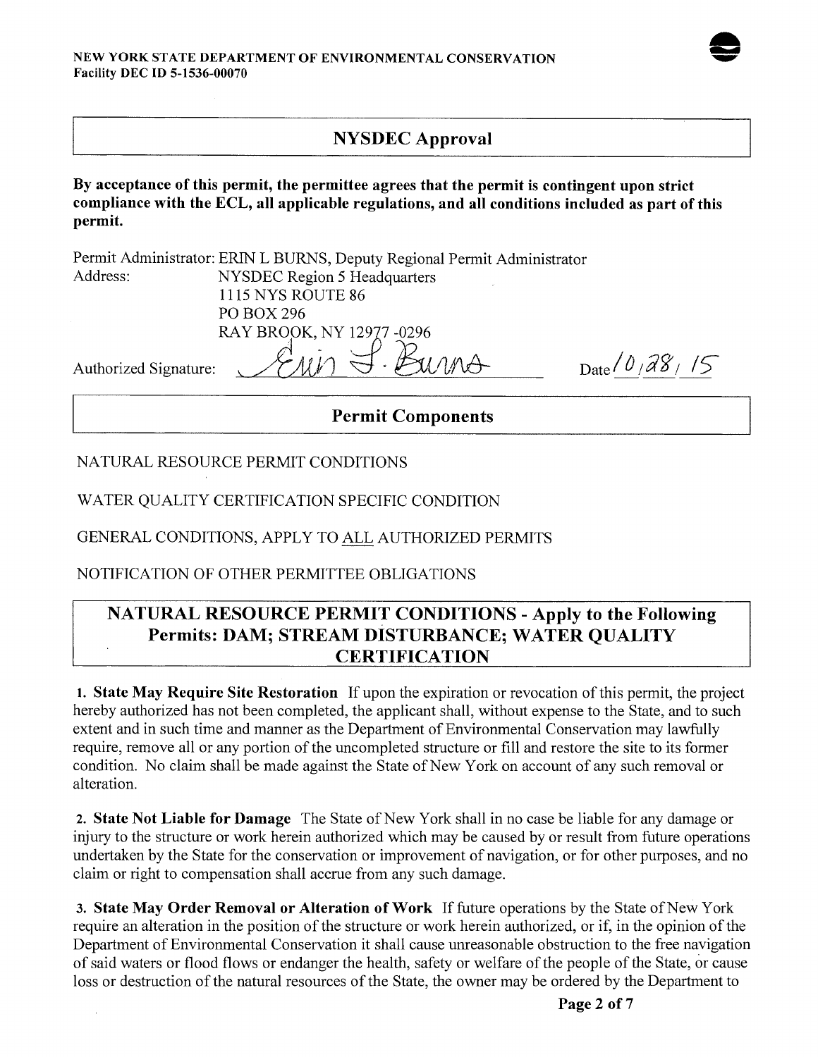NEW YORK STATE DEPARTMENT OF ENVIRONMENTAL CONSERVATION
Facility DEC ID 5-1536-00070

## NYSDEC Approval

**By acceptance of this permit, the permittee agrees that the permit is contingent upon strict compliance with the ECL, all applicable regulations, and all conditions included as part of this permit.**

Permit Administrator: ERIN L BURNS, Deputy Regional Permit Administrator
Address: NYSDEC Region 5 Headquarters
1115 NYS ROUTE 86
PO BOX 296
RAY BROOK, NY 12977 -0296

Authorized Signature: Erin L. Burns Date 10/28/15

## Permit Components

NATURAL RESOURCE PERMIT CONDITIONS

WATER QUALITY CERTIFICATION SPECIFIC CONDITION

GENERAL CONDITIONS, APPLY TO ALL AUTHORIZED PERMITS

NOTIFICATION OF OTHER PERMITTEE OBLIGATIONS

## NATURAL RESOURCE PERMIT CONDITIONS - Apply to the Following Permits: DAM; STREAM DISTURBANCE; WATER QUALITY CERTIFICATION

1. **State May Require Site Restoration** If upon the expiration or revocation of this permit, the project hereby authorized has not been completed, the applicant shall, without expense to the State, and to such extent and in such time and manner as the Department of Environmental Conservation may lawfully require, remove all or any portion of the uncompleted structure or fill and restore the site to its former condition. No claim shall be made against the State of New York on account of any such removal or alteration.

2. **State Not Liable for Damage** The State of New York shall in no case be liable for any damage or injury to the structure or work herein authorized which may be caused by or result from future operations undertaken by the State for the conservation or improvement of navigation, or for other purposes, and no claim or right to compensation shall accrue from any such damage.

3. **State May Order Removal or Alteration of Work** If future operations by the State of New York require an alteration in the position of the structure or work herein authorized, or if, in the opinion of the Department of Environmental Conservation it shall cause unreasonable obstruction to the free navigation of said waters or flood flows or endanger the health, safety or welfare of the people of the State, or cause loss or destruction of the natural resources of the State, the owner may be ordered by the Department to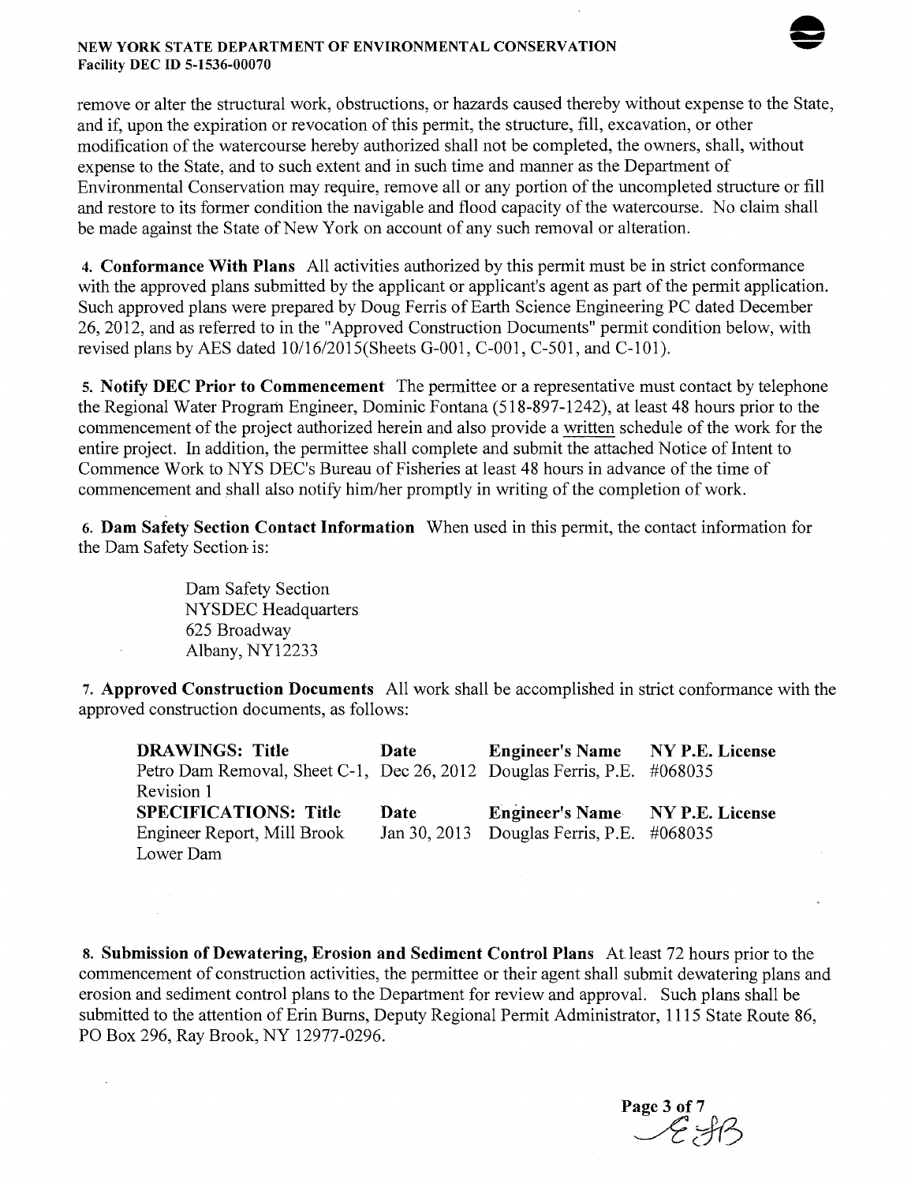remove or alter the structural work, obstructions, or hazards caused thereby without expense to the State, and if, upon the expiration or revocation of this permit, the structure, fill, excavation, or other modification of the watercourse hereby authorized shall not be completed, the owners, shall, without expense to the State, and to such extent and in such time and manner as the Department of Environmental Conservation may require, remove all or any portion of the uncompleted structure or fill and restore to its former condition the navigable and flood capacity of the watercourse. No claim shall be made against the State of New York on account of any such removal or alteration.

**4. Conformance With Plans** All activities authorized by this permit must be in strict conformance with the approved plans submitted by the applicant or applicant's agent as part of the permit application. Such approved plans were prepared by Doug Ferris of Earth Science Engineering PC dated December 26, 2012, and as referred to in the "Approved Construction Documents" permit condition below, with revised plans by AES dated 10/16/2015(Sheets G-001, C-001, C-501, and C-101).

**5. Notify DEC Prior to Commencement** The permittee or a representative must contact by telephone the Regional Water Program Engineer, Dominic Fontana (518-897-1242), at least 48 hours prior to the commencement of the project authorized herein and also provide a written schedule of the work for the entire project. In addition, the permittee shall complete and submit the attached Notice of Intent to Commence Work to NYS DEC's Bureau of Fisheries at least 48 hours in advance of the time of commencement and shall also notify him/her promptly in writing of the completion of work.

**6. Dam Safety Section Contact Information** When used in this permit, the contact information for the Dam Safety Section is:

Dam Safety Section
NYSDEC Headquarters
625 Broadway
Albany, NY12233

**7. Approved Construction Documents** All work shall be accomplished in strict conformance with the approved construction documents, as follows:

| **DRAWINGS: Title** | **Date** | **Engineer's Name** | **NY P.E. License** |
|---|---|---|---|
| Petro Dam Removal, Sheet C-1, Revision 1 | Dec 26, 2012 | Douglas Ferris, P.E. | #068035 |
| **SPECIFICATIONS: Title** | **Date** | **Engineer's Name** | **NY P.E. License** |
| Engineer Report, Mill Brook Lower Dam | Jan 30, 2013 | Douglas Ferris, P.E. | #068035 |

**8. Submission of Dewatering, Erosion and Sediment Control Plans** At least 72 hours prior to the commencement of construction activities, the permittee or their agent shall submit dewatering plans and erosion and sediment control plans to the Department for review and approval. Such plans shall be submitted to the attention of Erin Burns, Deputy Regional Permit Administrator, 1115 State Route 86, PO Box 296, Ray Brook, NY 12977-0296.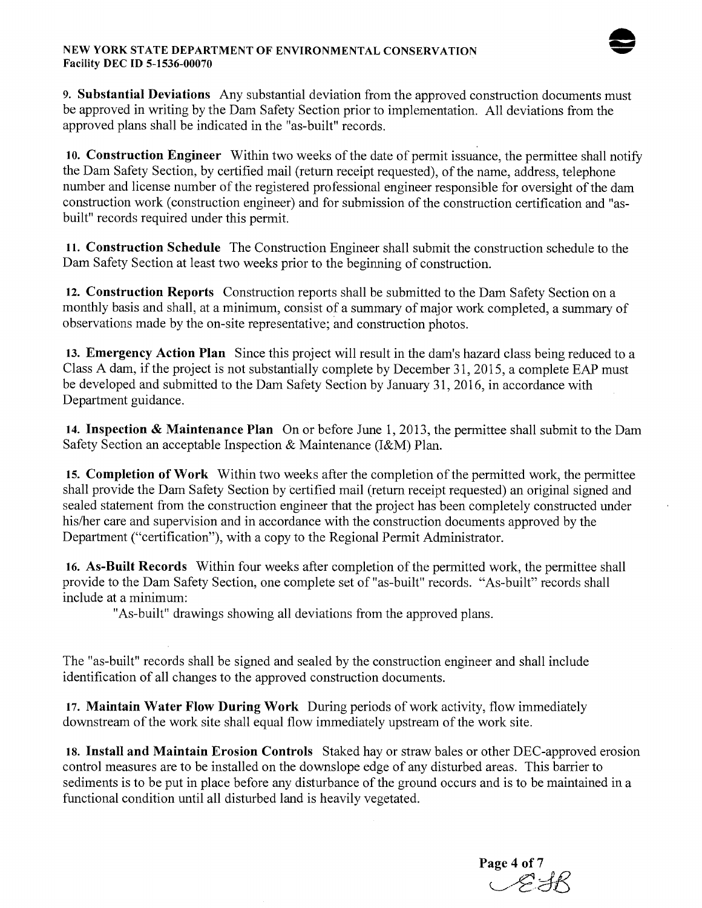**9. Substantial Deviations** Any substantial deviation from the approved construction documents must be approved in writing by the Dam Safety Section prior to implementation. All deviations from the approved plans shall be indicated in the "as-built" records.

**10. Construction Engineer** Within two weeks of the date of permit issuance, the permittee shall notify the Dam Safety Section, by certified mail (return receipt requested), of the name, address, telephone number and license number of the registered professional engineer responsible for oversight of the dam construction work (construction engineer) and for submission of the construction certification and "as-built" records required under this permit.

**11. Construction Schedule** The Construction Engineer shall submit the construction schedule to the Dam Safety Section at least two weeks prior to the beginning of construction.

**12. Construction Reports** Construction reports shall be submitted to the Dam Safety Section on a monthly basis and shall, at a minimum, consist of a summary of major work completed, a summary of observations made by the on-site representative; and construction photos.

**13. Emergency Action Plan** Since this project will result in the dam's hazard class being reduced to a Class A dam, if the project is not substantially complete by December 31, 2015, a complete EAP must be developed and submitted to the Dam Safety Section by January 31, 2016, in accordance with Department guidance.

**14. Inspection & Maintenance Plan** On or before June 1, 2013, the permittee shall submit to the Dam Safety Section an acceptable Inspection & Maintenance (I&M) Plan.

**15. Completion of Work** Within two weeks after the completion of the permitted work, the permittee shall provide the Dam Safety Section by certified mail (return receipt requested) an original signed and sealed statement from the construction engineer that the project has been completely constructed under his/her care and supervision and in accordance with the construction documents approved by the Department ("certification"), with a copy to the Regional Permit Administrator.

**16. As-Built Records** Within four weeks after completion of the permitted work, the permittee shall provide to the Dam Safety Section, one complete set of "as-built" records. "As-built" records shall include at a minimum:

"As-built" drawings showing all deviations from the approved plans.

The "as-built" records shall be signed and sealed by the construction engineer and shall include identification of all changes to the approved construction documents.

**17. Maintain Water Flow During Work** During periods of work activity, flow immediately downstream of the work site shall equal flow immediately upstream of the work site.

**18. Install and Maintain Erosion Controls** Staked hay or straw bales or other DEC-approved erosion control measures are to be installed on the downslope edge of any disturbed areas. This barrier to sediments is to be put in place before any disturbance of the ground occurs and is to be maintained in a functional condition until all disturbed land is heavily vegetated.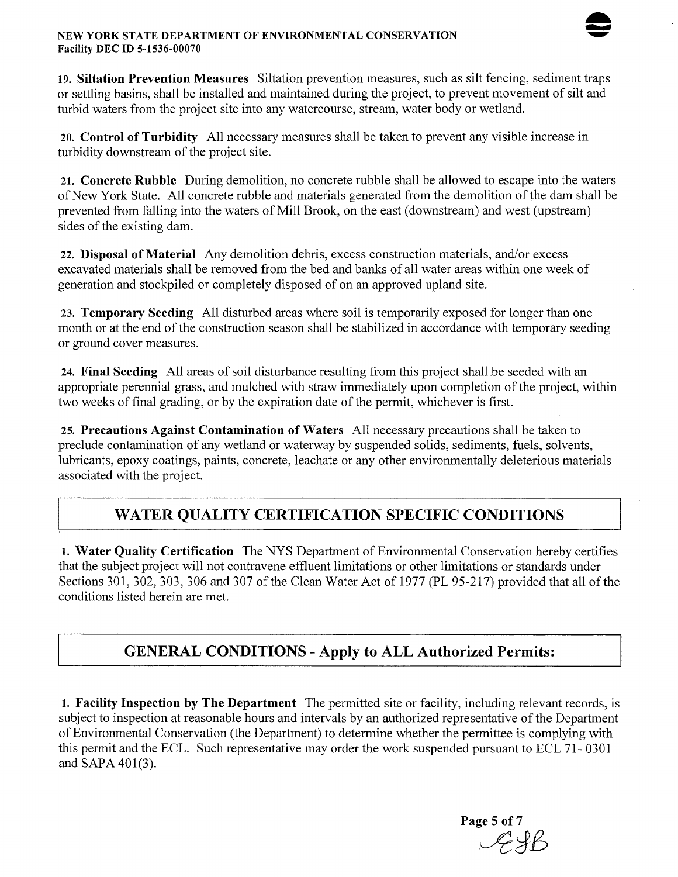**19. Siltation Prevention Measures** Siltation prevention measures, such as silt fencing, sediment traps or settling basins, shall be installed and maintained during the project, to prevent movement of silt and turbid waters from the project site into any watercourse, stream, water body or wetland.

**20. Control of Turbidity** All necessary measures shall be taken to prevent any visible increase in turbidity downstream of the project site.

**21. Concrete Rubble** During demolition, no concrete rubble shall be allowed to escape into the waters of New York State. All concrete rubble and materials generated from the demolition of the dam shall be prevented from falling into the waters of Mill Brook, on the east (downstream) and west (upstream) sides of the existing dam.

**22. Disposal of Material** Any demolition debris, excess construction materials, and/or excess excavated materials shall be removed from the bed and banks of all water areas within one week of generation and stockpiled or completely disposed of on an approved upland site.

**23. Temporary Seeding** All disturbed areas where soil is temporarily exposed for longer than one month or at the end of the construction season shall be stabilized in accordance with temporary seeding or ground cover measures.

**24. Final Seeding** All areas of soil disturbance resulting from this project shall be seeded with an appropriate perennial grass, and mulched with straw immediately upon completion of the project, within two weeks of final grading, or by the expiration date of the permit, whichever is first.

**25. Precautions Against Contamination of Waters** All necessary precautions shall be taken to preclude contamination of any wetland or waterway by suspended solids, sediments, fuels, solvents, lubricants, epoxy coatings, paints, concrete, leachate or any other environmentally deleterious materials associated with the project.

## WATER QUALITY CERTIFICATION SPECIFIC CONDITIONS

**1. Water Quality Certification** The NYS Department of Environmental Conservation hereby certifies that the subject project will not contravene effluent limitations or other limitations or standards under Sections 301, 302, 303, 306 and 307 of the Clean Water Act of 1977 (PL 95-217) provided that all of the conditions listed herein are met.

## GENERAL CONDITIONS - Apply to ALL Authorized Permits:

**1. Facility Inspection by The Department** The permitted site or facility, including relevant records, is subject to inspection at reasonable hours and intervals by an authorized representative of the Department of Environmental Conservation (the Department) to determine whether the permittee is complying with this permit and the ECL. Such representative may order the work suspended pursuant to ECL 71- 0301 and SAPA 401(3).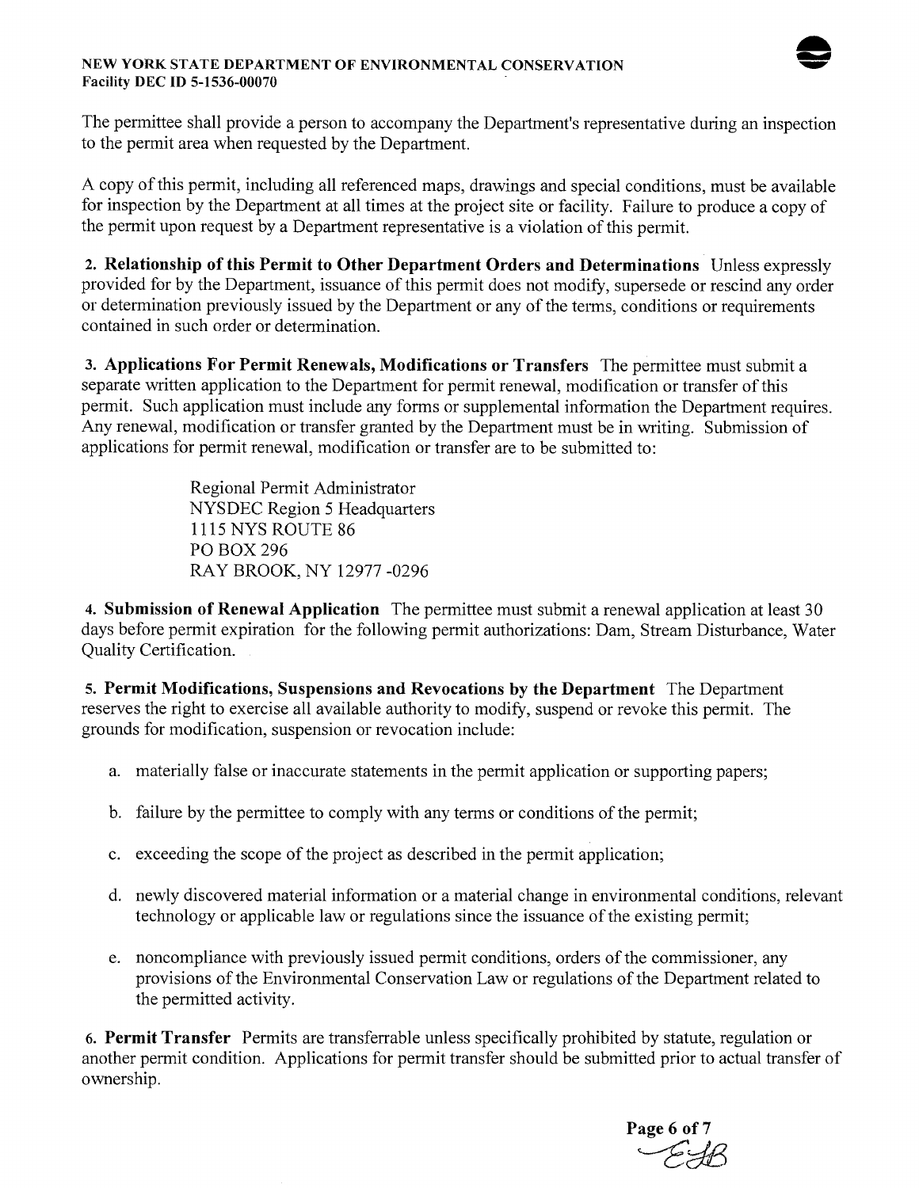The permittee shall provide a person to accompany the Department's representative during an inspection to the permit area when requested by the Department.

A copy of this permit, including all referenced maps, drawings and special conditions, must be available for inspection by the Department at all times at the project site or facility. Failure to produce a copy of the permit upon request by a Department representative is a violation of this permit.

**2. Relationship of this Permit to Other Department Orders and Determinations** Unless expressly provided for by the Department, issuance of this permit does not modify, supersede or rescind any order or determination previously issued by the Department or any of the terms, conditions or requirements contained in such order or determination.

**3. Applications For Permit Renewals, Modifications or Transfers** The permittee must submit a separate written application to the Department for permit renewal, modification or transfer of this permit. Such application must include any forms or supplemental information the Department requires. Any renewal, modification or transfer granted by the Department must be in writing. Submission of applications for permit renewal, modification or transfer are to be submitted to:

Regional Permit Administrator
NYSDEC Region 5 Headquarters
1115 NYS ROUTE 86
PO BOX 296
RAY BROOK, NY 12977 -0296

**4. Submission of Renewal Application** The permittee must submit a renewal application at least 30 days before permit expiration for the following permit authorizations: Dam, Stream Disturbance, Water Quality Certification.

**5. Permit Modifications, Suspensions and Revocations by the Department** The Department reserves the right to exercise all available authority to modify, suspend or revoke this permit. The grounds for modification, suspension or revocation include:

a. materially false or inaccurate statements in the permit application or supporting papers;

b. failure by the permittee to comply with any terms or conditions of the permit;

c. exceeding the scope of the project as described in the permit application;

d. newly discovered material information or a material change in environmental conditions, relevant technology or applicable law or regulations since the issuance of the existing permit;

e. noncompliance with previously issued permit conditions, orders of the commissioner, any provisions of the Environmental Conservation Law or regulations of the Department related to the permitted activity.

**6. Permit Transfer** Permits are transferrable unless specifically prohibited by statute, regulation or another permit condition. Applications for permit transfer should be submitted prior to actual transfer of ownership.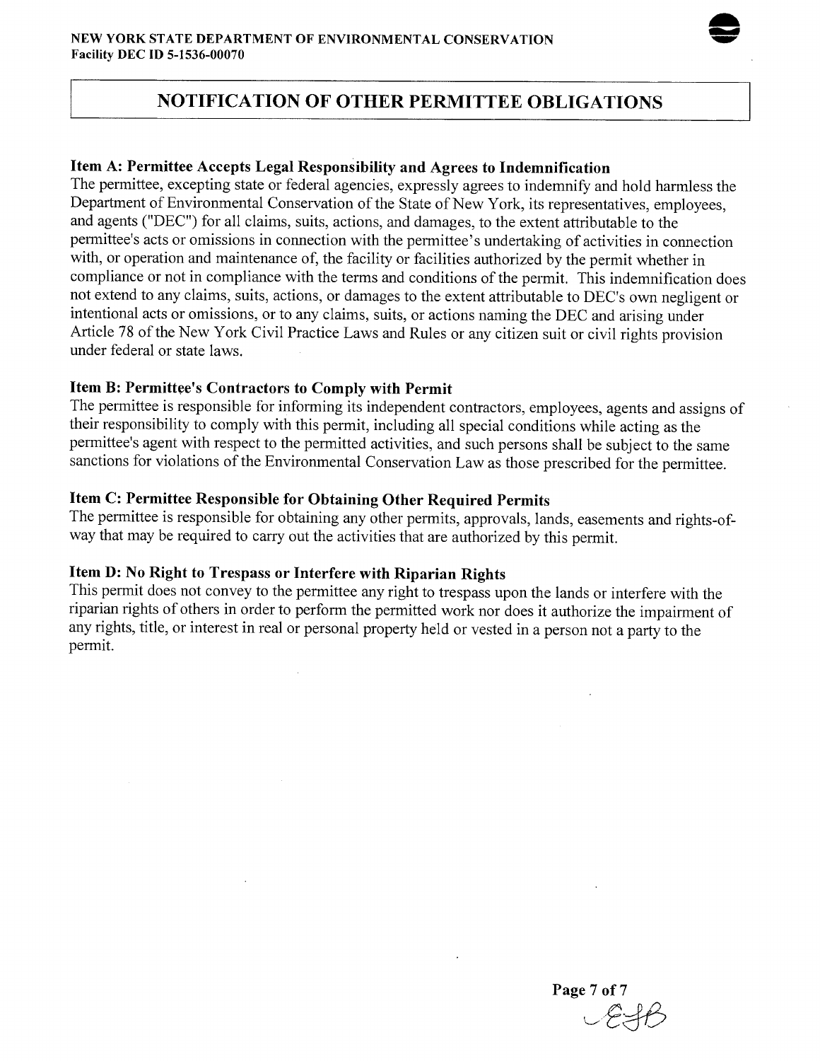NEW YORK STATE DEPARTMENT OF ENVIRONMENTAL CONSERVATION
Facility DEC ID 5-1536-00070

# NOTIFICATION OF OTHER PERMITTEE OBLIGATIONS

### Item A: Permittee Accepts Legal Responsibility and Agrees to Indemnification

The permittee, excepting state or federal agencies, expressly agrees to indemnify and hold harmless the Department of Environmental Conservation of the State of New York, its representatives, employees, and agents ("DEC") for all claims, suits, actions, and damages, to the extent attributable to the permittee's acts or omissions in connection with the permittee's undertaking of activities in connection with, or operation and maintenance of, the facility or facilities authorized by the permit whether in compliance or not in compliance with the terms and conditions of the permit. This indemnification does not extend to any claims, suits, actions, or damages to the extent attributable to DEC's own negligent or intentional acts or omissions, or to any claims, suits, or actions naming the DEC and arising under Article 78 of the New York Civil Practice Laws and Rules or any citizen suit or civil rights provision under federal or state laws.

### Item B: Permittee's Contractors to Comply with Permit

The permittee is responsible for informing its independent contractors, employees, agents and assigns of their responsibility to comply with this permit, including all special conditions while acting as the permittee's agent with respect to the permitted activities, and such persons shall be subject to the same sanctions for violations of the Environmental Conservation Law as those prescribed for the permittee.

### Item C: Permittee Responsible for Obtaining Other Required Permits

The permittee is responsible for obtaining any other permits, approvals, lands, easements and rights-of-way that may be required to carry out the activities that are authorized by this permit.

### Item D: No Right to Trespass or Interfere with Riparian Rights

This permit does not convey to the permittee any right to trespass upon the lands or interfere with the riparian rights of others in order to perform the permitted work nor does it authorize the impairment of any rights, title, or interest in real or personal property held or vested in a person not a party to the permit.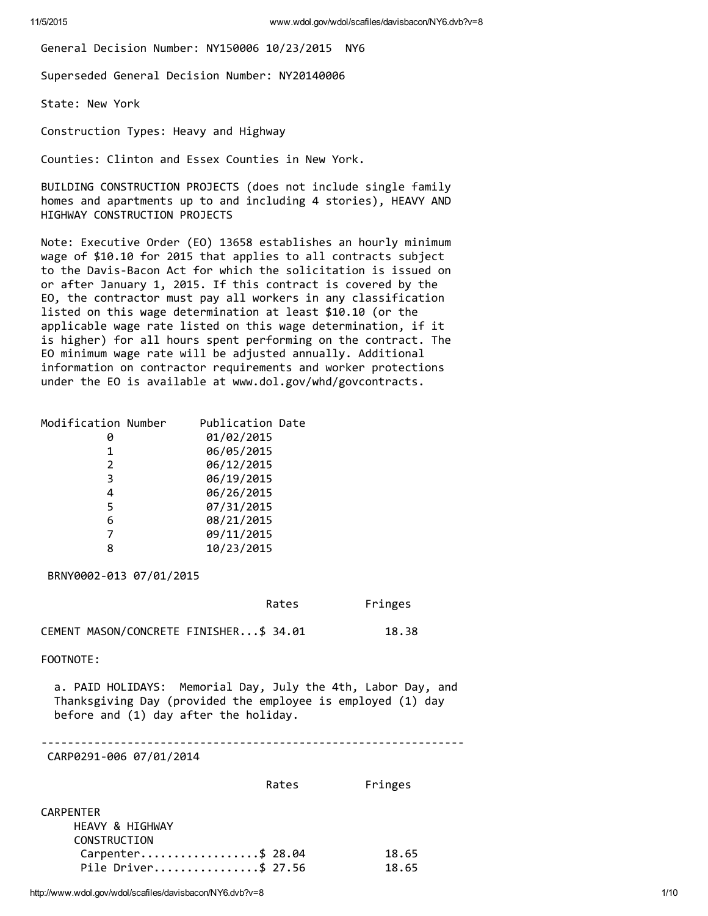General Decision Number: NY150006 10/23/2015 NY6

Superseded General Decision Number: NY20140006

State: New York

Construction Types: Heavy and Highway

Counties: Clinton and Essex Counties in New York.

BUILDING CONSTRUCTION PROJECTS (does not include single family homes and apartments up to and including 4 stories), HEAVY AND HIGHWAY CONSTRUCTION PROJECTS

Note: Executive Order (EO) 13658 establishes an hourly minimum wage of $10.10 for 2015 that applies to all contracts subject to the Davis-Bacon Act for which the solicitation is issued on or after January 1, 2015. If this contract is covered by the EO, the contractor must pay all workers in any classification listed on this wage determination at least $10.10 (or the applicable wage rate listed on this wage determination, if it is higher) for all hours spent performing on the contract. The EO minimum wage rate will be adjusted annually. Additional information on contractor requirements and worker protections under the EO is available at www.dol.gov/whd/govcontracts.

| Modification Number | Publication Date |
|---|---|
| 0 | 01/02/2015 |
| 1 | 06/05/2015 |
| 2 | 06/12/2015 |
| 3 | 06/19/2015 |
| 4 | 06/26/2015 |
| 5 | 07/31/2015 |
| 6 | 08/21/2015 |
| 7 | 09/11/2015 |
| 8 | 10/23/2015 |

BRNY0002-013 07/01/2015

| | Rates | Fringes |
|---|---|---|
| CEMENT MASON/CONCRETE FINISHER... | $ 34.01 | 18.38 |

FOOTNOTE:

a. PAID HOLIDAYS: Memorial Day, July the 4th, Labor Day, and Thanksgiving Day (provided the employee is employed (1) day before and (1) day after the holiday.

---

CARP0291-006 07/01/2014

| | Rates | Fringes |
|---|---|---|
| CARPENTER | | |
| HEAVY & HIGHWAY CONSTRUCTION | | |
| Carpenter.................. | $ 28.04 | 18.65 |
| Pile Driver................ | $ 27.56 | 18.65 |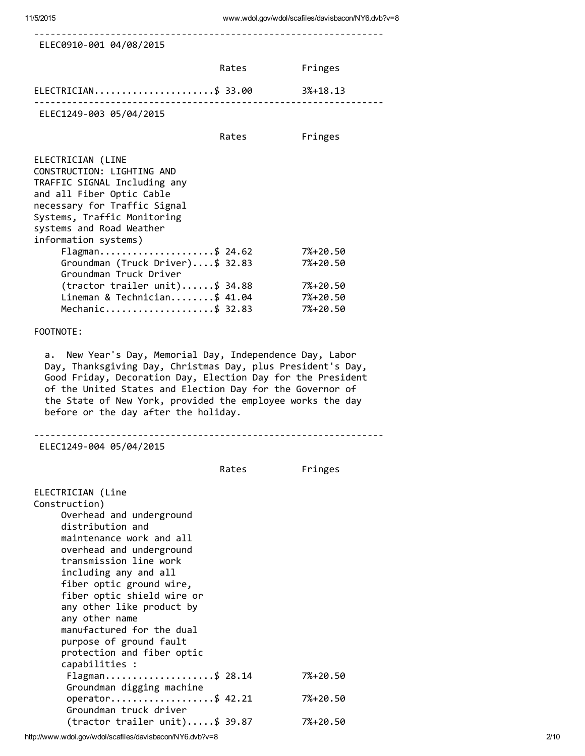---

ELEC0910-001 04/08/2015

| | Rates | Fringes |
|---|---|---|
| ELECTRICIAN | $ 33.00 | 3%+18.13 |

---

ELEC1249-003 05/04/2015

| | Rates | Fringes |
|---|---|---|
| ELECTRICIAN (LINE CONSTRUCTION: LIGHTING AND TRAFFIC SIGNAL Including any and all Fiber Optic Cable necessary for Traffic Signal Systems, Traffic Monitoring systems and Road Weather information systems) | | |
| Flagman | $ 24.62 | 7%+20.50 |
| Groundman (Truck Driver) | $ 32.83 | 7%+20.50 |
| Groundman Truck Driver (tractor trailer unit) | $ 34.88 | 7%+20.50 |
| Lineman & Technician | $ 41.04 | 7%+20.50 |
| Mechanic | $ 32.83 | 7%+20.50 |

FOOTNOTE:

a. New Year's Day, Memorial Day, Independence Day, Labor Day, Thanksgiving Day, Christmas Day, plus President's Day, Good Friday, Decoration Day, Election Day for the President of the United States and Election Day for the Governor of the State of New York, provided the employee works the day before or the day after the holiday.

---

ELEC1249-004 05/04/2015

| | Rates | Fringes |
|---|---|---|
| ELECTRICIAN (Line Construction) | | |
| Overhead and underground distribution and maintenance work and all overhead and underground transmission line work including any and all fiber optic ground wire, fiber optic shield wire or any other like product by any other name manufactured for the dual purpose of ground fault protection and fiber optic capabilities : | | |
| Flagman | $ 28.14 | 7%+20.50 |
| Groundman digging machine operator | $ 42.21 | 7%+20.50 |
| Groundman truck driver (tractor trailer unit) | $ 39.87 | 7%+20.50 |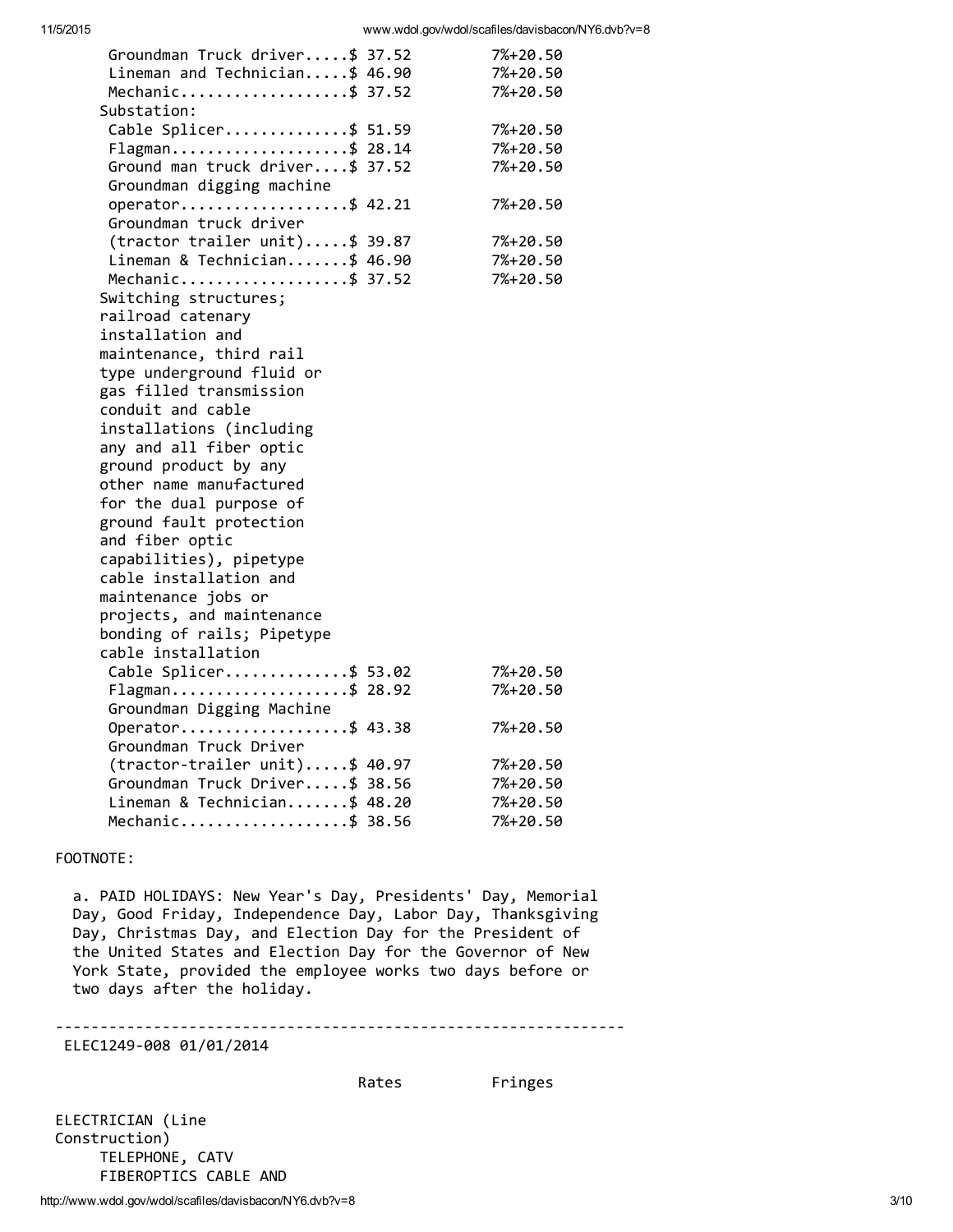| | Rates | Fringes |
|---|---|---|
| Groundman Truck driver | $ 37.52 | 7%+20.50 |
| Lineman and Technician | $ 46.90 | 7%+20.50 |
| Mechanic | $ 37.52 | 7%+20.50 |
| Substation: | | |
| Cable Splicer | $ 51.59 | 7%+20.50 |
| Flagman | $ 28.14 | 7%+20.50 |
| Ground man truck driver | $ 37.52 | 7%+20.50 |
| Groundman digging machine operator | $ 42.21 | 7%+20.50 |
| Groundman truck driver (tractor trailer unit) | $ 39.87 | 7%+20.50 |
| Lineman & Technician | $ 46.90 | 7%+20.50 |
| Mechanic | $ 37.52 | 7%+20.50 |
| Switching structures; railroad catenary installation and maintenance, third rail type underground fluid or gas filled transmission conduit and cable installations (including any and all fiber optic ground product by any other name manufactured for the dual purpose of ground fault protection and fiber optic capabilities), pipetype cable installation and maintenance jobs or projects, and maintenance bonding of rails; Pipetype cable installation | | |
| Cable Splicer | $ 53.02 | 7%+20.50 |
| Flagman | $ 28.92 | 7%+20.50 |
| Groundman Digging Machine Operator | $ 43.38 | 7%+20.50 |
| Groundman Truck Driver (tractor-trailer unit) | $ 40.97 | 7%+20.50 |
| Groundman Truck Driver | $ 38.56 | 7%+20.50 |
| Lineman & Technician | $ 48.20 | 7%+20.50 |
| Mechanic | $ 38.56 | 7%+20.50 |

FOOTNOTE:

a. PAID HOLIDAYS: New Year's Day, Presidents' Day, Memorial Day, Good Friday, Independence Day, Labor Day, Thanksgiving Day, Christmas Day, and Election Day for the President of the United States and Election Day for the Governor of New York State, provided the employee works two days before or two days after the holiday.

----------------------------------------------------------------

ELEC1249-008 01/01/2014

| | Rates | Fringes |
|---|---|---|
| ELECTRICIAN (Line Construction) | | |
| TELEPHONE, CATV FIBEROPTICS CABLE AND | | |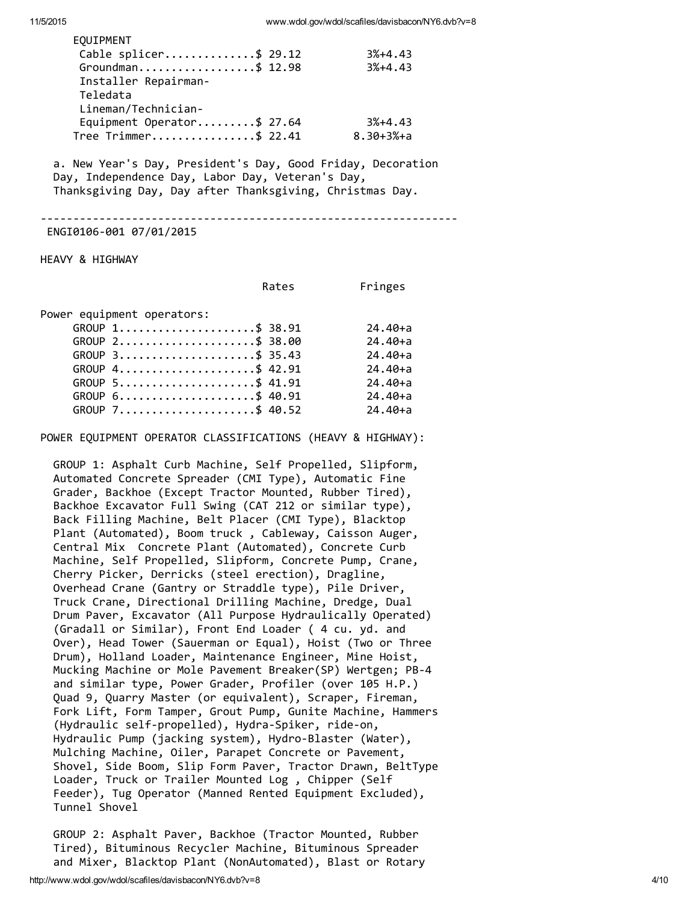EQUIPMENT

| | Rates | Fringes |
|---|---|---|
| Cable splicer | $ 29.12 | 3%+4.43 |
| Groundman | $ 12.98 | 3%+4.43 |
| Installer Repairman-Teledata Lineman/Technician-Equipment Operator | $ 27.64 | 3%+4.43 |
| Tree Trimmer | $ 22.41 | 8.30+3%+a |

a. New Year's Day, President's Day, Good Friday, Decoration Day, Independence Day, Labor Day, Veteran's Day, Thanksgiving Day, Day after Thanksgiving, Christmas Day.

---

ENGI0106-001 07/01/2015

HEAVY & HIGHWAY

| | Rates | Fringes |
|---|---|---|
| Power equipment operators: | | |
| GROUP 1 | $ 38.91 | 24.40+a |
| GROUP 2 | $ 38.00 | 24.40+a |
| GROUP 3 | $ 35.43 | 24.40+a |
| GROUP 4 | $ 42.91 | 24.40+a |
| GROUP 5 | $ 41.91 | 24.40+a |
| GROUP 6 | $ 40.91 | 24.40+a |
| GROUP 7 | $ 40.52 | 24.40+a |

POWER EQUIPMENT OPERATOR CLASSIFICATIONS (HEAVY & HIGHWAY):

GROUP 1: Asphalt Curb Machine, Self Propelled, Slipform, Automated Concrete Spreader (CMI Type), Automatic Fine Grader, Backhoe (Except Tractor Mounted, Rubber Tired), Backhoe Excavator Full Swing (CAT 212 or similar type), Back Filling Machine, Belt Placer (CMI Type), Blacktop Plant (Automated), Boom truck , Cableway, Caisson Auger, Central Mix Concrete Plant (Automated), Concrete Curb Machine, Self Propelled, Slipform, Concrete Pump, Crane, Cherry Picker, Derricks (steel erection), Dragline, Overhead Crane (Gantry or Straddle type), Pile Driver, Truck Crane, Directional Drilling Machine, Dredge, Dual Drum Paver, Excavator (All Purpose Hydraulically Operated) (Gradall or Similar), Front End Loader ( 4 cu. yd. and Over), Head Tower (Sauerman or Equal), Hoist (Two or Three Drum), Holland Loader, Maintenance Engineer, Mine Hoist, Mucking Machine or Mole Pavement Breaker(SP) Wertgen; PB-4 and similar type, Power Grader, Profiler (over 105 H.P.) Quad 9, Quarry Master (or equivalent), Scraper, Fireman, Fork Lift, Form Tamper, Grout Pump, Gunite Machine, Hammers (Hydraulic self-propelled), Hydra-Spiker, ride-on, Hydraulic Pump (jacking system), Hydro-Blaster (Water), Mulching Machine, Oiler, Parapet Concrete or Pavement, Shovel, Side Boom, Slip Form Paver, Tractor Drawn, BeltType Loader, Truck or Trailer Mounted Log , Chipper (Self Feeder), Tug Operator (Manned Rented Equipment Excluded), Tunnel Shovel

GROUP 2: Asphalt Paver, Backhoe (Tractor Mounted, Rubber Tired), Bituminous Recycler Machine, Bituminous Spreader and Mixer, Blacktop Plant (NonAutomated), Blast or Rotary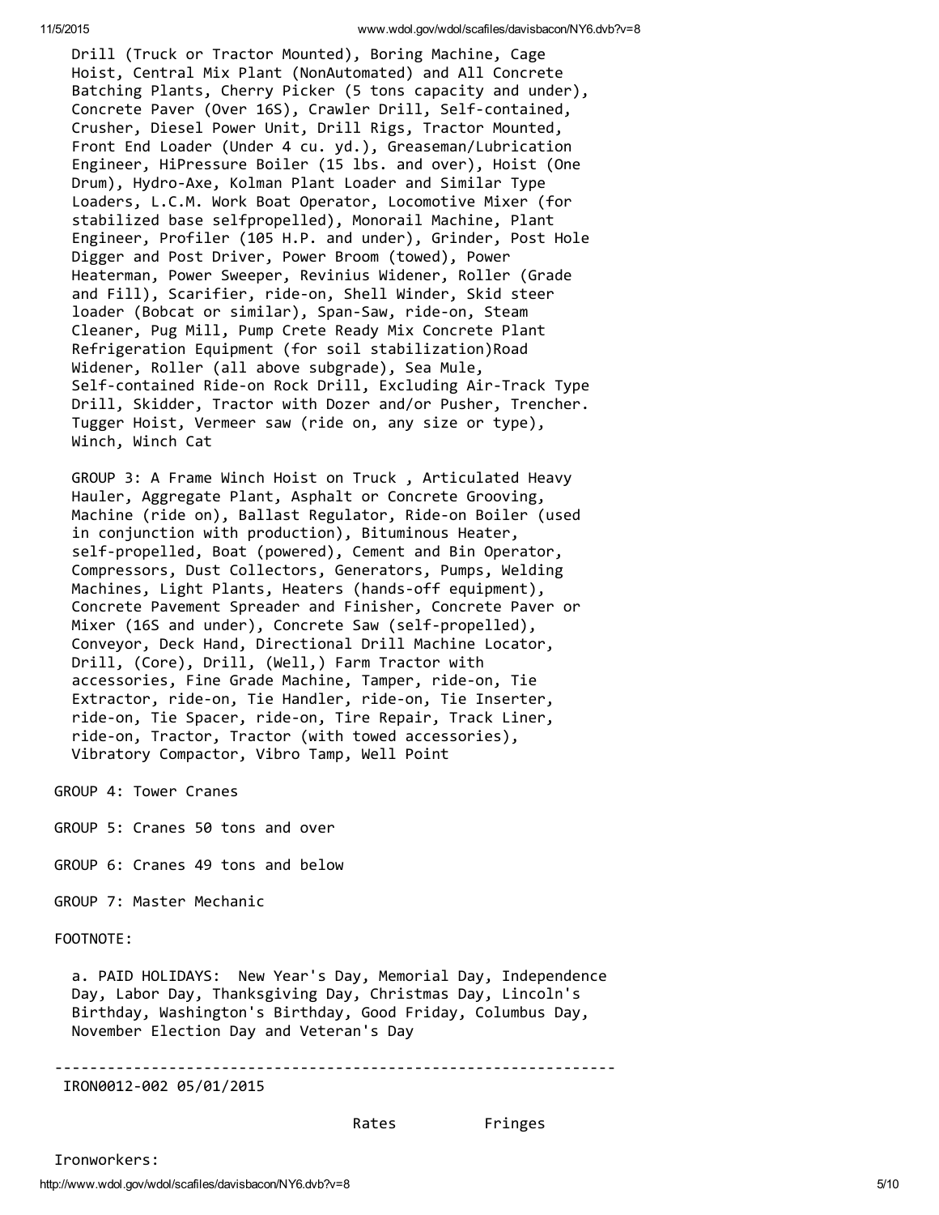Drill (Truck or Tractor Mounted), Boring Machine, Cage Hoist, Central Mix Plant (NonAutomated) and All Concrete Batching Plants, Cherry Picker (5 tons capacity and under), Concrete Paver (Over 16S), Crawler Drill, Self-contained, Crusher, Diesel Power Unit, Drill Rigs, Tractor Mounted, Front End Loader (Under 4 cu. yd.), Greaseman/Lubrication Engineer, HiPressure Boiler (15 lbs. and over), Hoist (One Drum), Hydro-Axe, Kolman Plant Loader and Similar Type Loaders, L.C.M. Work Boat Operator, Locomotive Mixer (for stabilized base selfpropelled), Monorail Machine, Plant Engineer, Profiler (105 H.P. and under), Grinder, Post Hole Digger and Post Driver, Power Broom (towed), Power Heaterman, Power Sweeper, Revinius Widener, Roller (Grade and Fill), Scarifier, ride-on, Shell Winder, Skid steer loader (Bobcat or similar), Span-Saw, ride-on, Steam Cleaner, Pug Mill, Pump Crete Ready Mix Concrete Plant Refrigeration Equipment (for soil stabilization)Road Widener, Roller (all above subgrade), Sea Mule, Self-contained Ride-on Rock Drill, Excluding Air-Track Type Drill, Skidder, Tractor with Dozer and/or Pusher, Trencher. Tugger Hoist, Vermeer saw (ride on, any size or type), Winch, Winch Cat

GROUP 3: A Frame Winch Hoist on Truck , Articulated Heavy Hauler, Aggregate Plant, Asphalt or Concrete Grooving, Machine (ride on), Ballast Regulator, Ride-on Boiler (used in conjunction with production), Bituminous Heater, self-propelled, Boat (powered), Cement and Bin Operator, Compressors, Dust Collectors, Generators, Pumps, Welding Machines, Light Plants, Heaters (hands-off equipment), Concrete Pavement Spreader and Finisher, Concrete Paver or Mixer (16S and under), Concrete Saw (self-propelled), Conveyor, Deck Hand, Directional Drill Machine Locator, Drill, (Core), Drill, (Well,) Farm Tractor with accessories, Fine Grade Machine, Tamper, ride-on, Tie Extractor, ride-on, Tie Handler, ride-on, Tie Inserter, ride-on, Tie Spacer, ride-on, Tire Repair, Track Liner, ride-on, Tractor, Tractor (with towed accessories), Vibratory Compactor, Vibro Tamp, Well Point

GROUP 4: Tower Cranes

GROUP 5: Cranes 50 tons and over

GROUP 6: Cranes 49 tons and below

GROUP 7: Master Mechanic

FOOTNOTE:

a. PAID HOLIDAYS: New Year's Day, Memorial Day, Independence Day, Labor Day, Thanksgiving Day, Christmas Day, Lincoln's Birthday, Washington's Birthday, Good Friday, Columbus Day, November Election Day and Veteran's Day

----------------------------------------------------------------

IRON0012-002 05/01/2015

| | Rates | Fringes |
|---|---|---|
| Ironworkers: | | |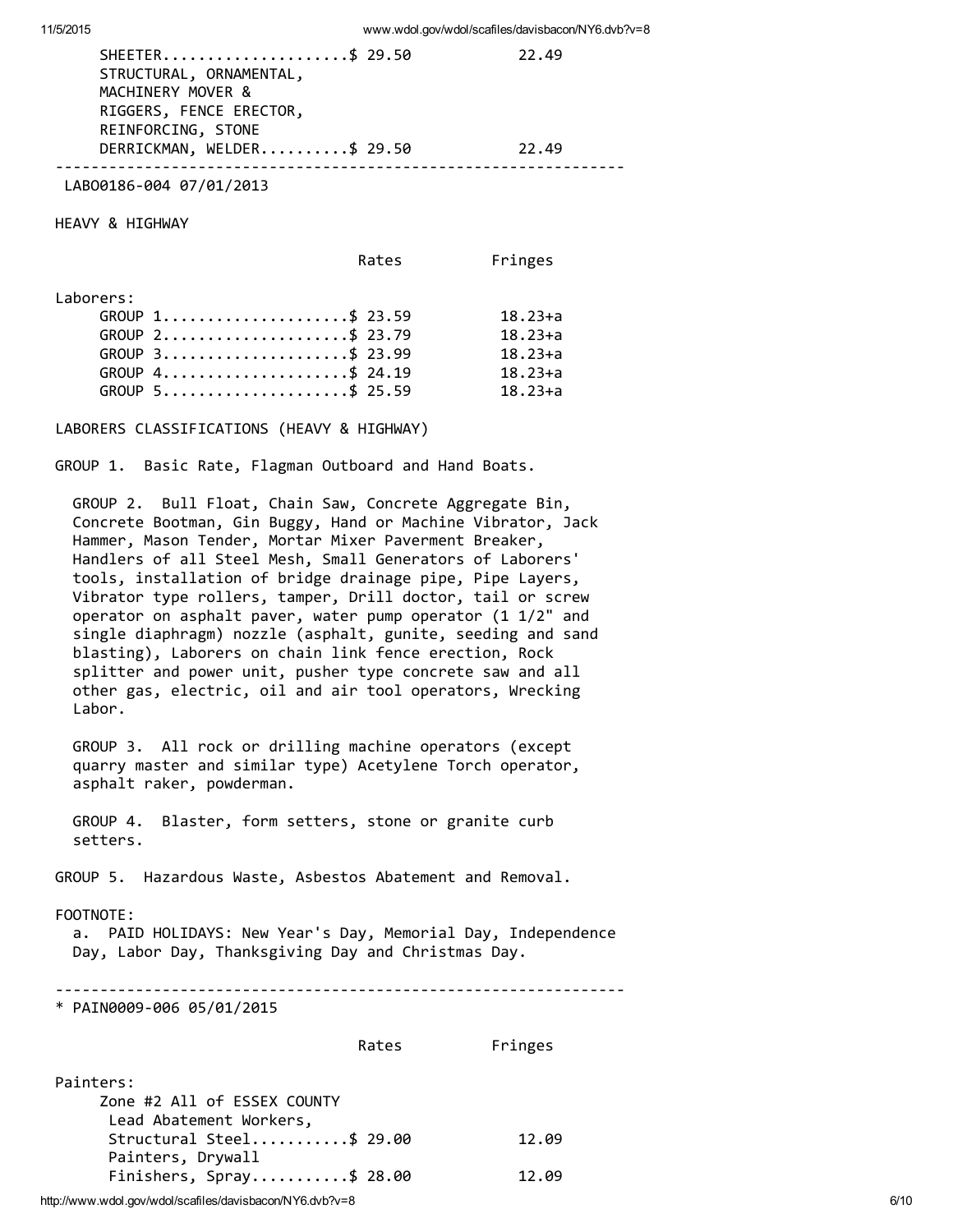| | Rates | Fringes |
|---|---|---|
| SHEETER | $ 29.50 | 22.49 |
| STRUCTURAL, ORNAMENTAL, MACHINERY MOVER & RIGGERS, FENCE ERECTOR, REINFORCING, STONE DERRICKMAN, WELDER | $ 29.50 | 22.49 |

---

LABO0186-004 07/01/2013

HEAVY & HIGHWAY

| | Rates | Fringes |
|---|---|---|
| Laborers: | | |
| GROUP 1 | $ 23.59 | 18.23+a |
| GROUP 2 | $ 23.79 | 18.23+a |
| GROUP 3 | $ 23.99 | 18.23+a |
| GROUP 4 | $ 24.19 | 18.23+a |
| GROUP 5 | $ 25.59 | 18.23+a |

LABORERS CLASSIFICATIONS (HEAVY & HIGHWAY)

GROUP 1. Basic Rate, Flagman Outboard and Hand Boats.

GROUP 2. Bull Float, Chain Saw, Concrete Aggregate Bin, Concrete Bootman, Gin Buggy, Hand or Machine Vibrator, Jack Hammer, Mason Tender, Mortar Mixer Paverment Breaker, Handlers of all Steel Mesh, Small Generators of Laborers' tools, installation of bridge drainage pipe, Pipe Layers, Vibrator type rollers, tamper, Drill doctor, tail or screw operator on asphalt paver, water pump operator (1 1/2" and single diaphragm) nozzle (asphalt, gunite, seeding and sand blasting), Laborers on chain link fence erection, Rock splitter and power unit, pusher type concrete saw and all other gas, electric, oil and air tool operators, Wrecking Labor.

GROUP 3. All rock or drilling machine operators (except quarry master and similar type) Acetylene Torch operator, asphalt raker, powderman.

GROUP 4. Blaster, form setters, stone or granite curb setters.

GROUP 5. Hazardous Waste, Asbestos Abatement and Removal.

FOOTNOTE:

a. PAID HOLIDAYS: New Year's Day, Memorial Day, Independence Day, Labor Day, Thanksgiving Day and Christmas Day.

---

* PAIN0009-006 05/01/2015

| | Rates | Fringes |
|---|---|---|
| Painters: | | |
| Zone #2 All of ESSEX COUNTY | | |
| Lead Abatement Workers, Structural Steel | $ 29.00 | 12.09 |
| Painters, Drywall Finishers, Spray | $ 28.00 | 12.09 |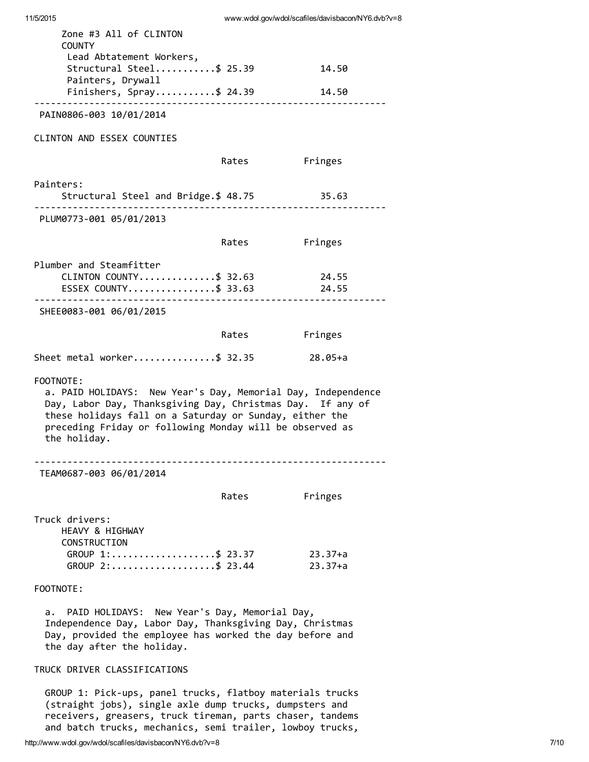Zone #3 All of CLINTON COUNTY

| | Rates | Fringes |
|---|---|---|
| Lead Abatement Workers, Structural Steel | $ 25.39 | 14.50 |
| Painters, Drywall Finishers, Spray | $ 24.39 | 14.50 |

---

PAIN0806-003 10/01/2014

CLINTON AND ESSEX COUNTIES

| | Rates | Fringes |
|---|---|---|
| Painters: | | |
| Structural Steel and Bridge | $ 48.75 | 35.63 |

---

PLUM0773-001 05/01/2013

| | Rates | Fringes |
|---|---|---|
| Plumber and Steamfitter | | |
| CLINTON COUNTY | $ 32.63 | 24.55 |
| ESSEX COUNTY | $ 33.63 | 24.55 |

---

SHEE0083-001 06/01/2015

| | Rates | Fringes |
|---|---|---|
| Sheet metal worker | $ 32.35 | 28.05+a |

FOOTNOTE:

a. PAID HOLIDAYS: New Year's Day, Memorial Day, Independence Day, Labor Day, Thanksgiving Day, Christmas Day. If any of these holidays fall on a Saturday or Sunday, either the preceding Friday or following Monday will be observed as the holiday.

---

TEAM0687-003 06/01/2014

| | Rates | Fringes |
|---|---|---|
| Truck drivers: | | |
| HEAVY & HIGHWAY CONSTRUCTION | | |
| GROUP 1: | $ 23.37 | 23.37+a |
| GROUP 2: | $ 23.44 | 23.37+a |

FOOTNOTE:

a. PAID HOLIDAYS: New Year's Day, Memorial Day, Independence Day, Labor Day, Thanksgiving Day, Christmas Day, provided the employee has worked the day before and the day after the holiday.

TRUCK DRIVER CLASSIFICATIONS

GROUP 1: Pick-ups, panel trucks, flatboy materials trucks (straight jobs), single axle dump trucks, dumpsters and receivers, greasers, truck tireman, parts chaser, tandems and batch trucks, mechanics, semi trailer, lowboy trucks,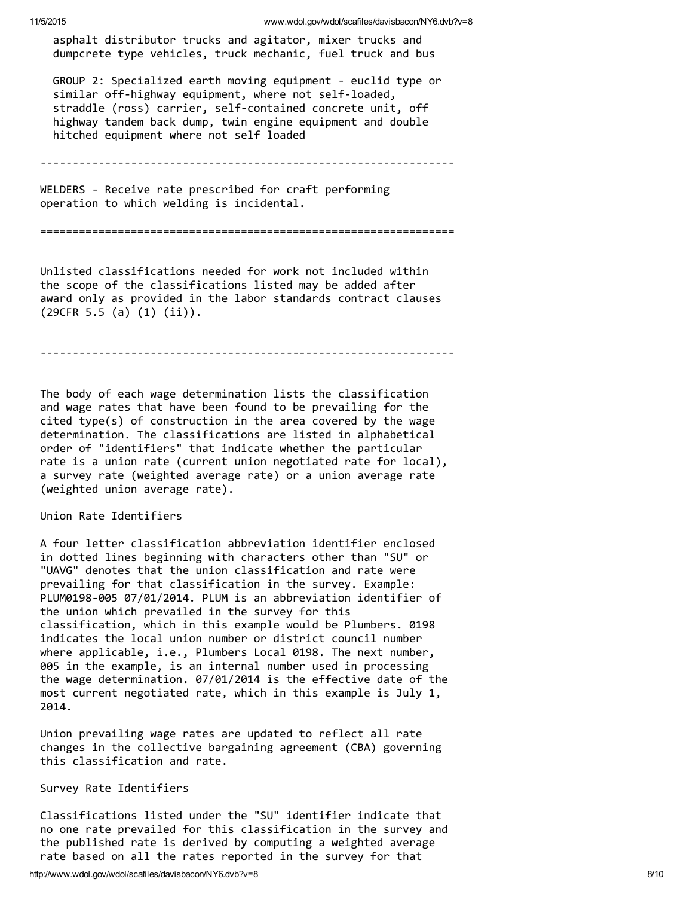asphalt distributor trucks and agitator, mixer trucks and dumpcrete type vehicles, truck mechanic, fuel truck and bus

GROUP 2: Specialized earth moving equipment - euclid type or similar off-highway equipment, where not self-loaded, straddle (ross) carrier, self-contained concrete unit, off highway tandem back dump, twin engine equipment and double hitched equipment where not self loaded

----------------------------------------------------------------

WELDERS - Receive rate prescribed for craft performing operation to which welding is incidental.

================================================================

Unlisted classifications needed for work not included within the scope of the classifications listed may be added after award only as provided in the labor standards contract clauses (29CFR 5.5 (a) (1) (ii)).

----------------------------------------------------------------

The body of each wage determination lists the classification and wage rates that have been found to be prevailing for the cited type(s) of construction in the area covered by the wage determination. The classifications are listed in alphabetical order of "identifiers" that indicate whether the particular rate is a union rate (current union negotiated rate for local), a survey rate (weighted average rate) or a union average rate (weighted union average rate).

Union Rate Identifiers

A four letter classification abbreviation identifier enclosed in dotted lines beginning with characters other than "SU" or "UAVG" denotes that the union classification and rate were prevailing for that classification in the survey. Example: PLUM0198-005 07/01/2014. PLUM is an abbreviation identifier of the union which prevailed in the survey for this classification, which in this example would be Plumbers. 0198 indicates the local union number or district council number where applicable, i.e., Plumbers Local 0198. The next number, 005 in the example, is an internal number used in processing the wage determination. 07/01/2014 is the effective date of the most current negotiated rate, which in this example is July 1, 2014.

Union prevailing wage rates are updated to reflect all rate changes in the collective bargaining agreement (CBA) governing this classification and rate.

Survey Rate Identifiers

Classifications listed under the "SU" identifier indicate that no one rate prevailed for this classification in the survey and the published rate is derived by computing a weighted average rate based on all the rates reported in the survey for that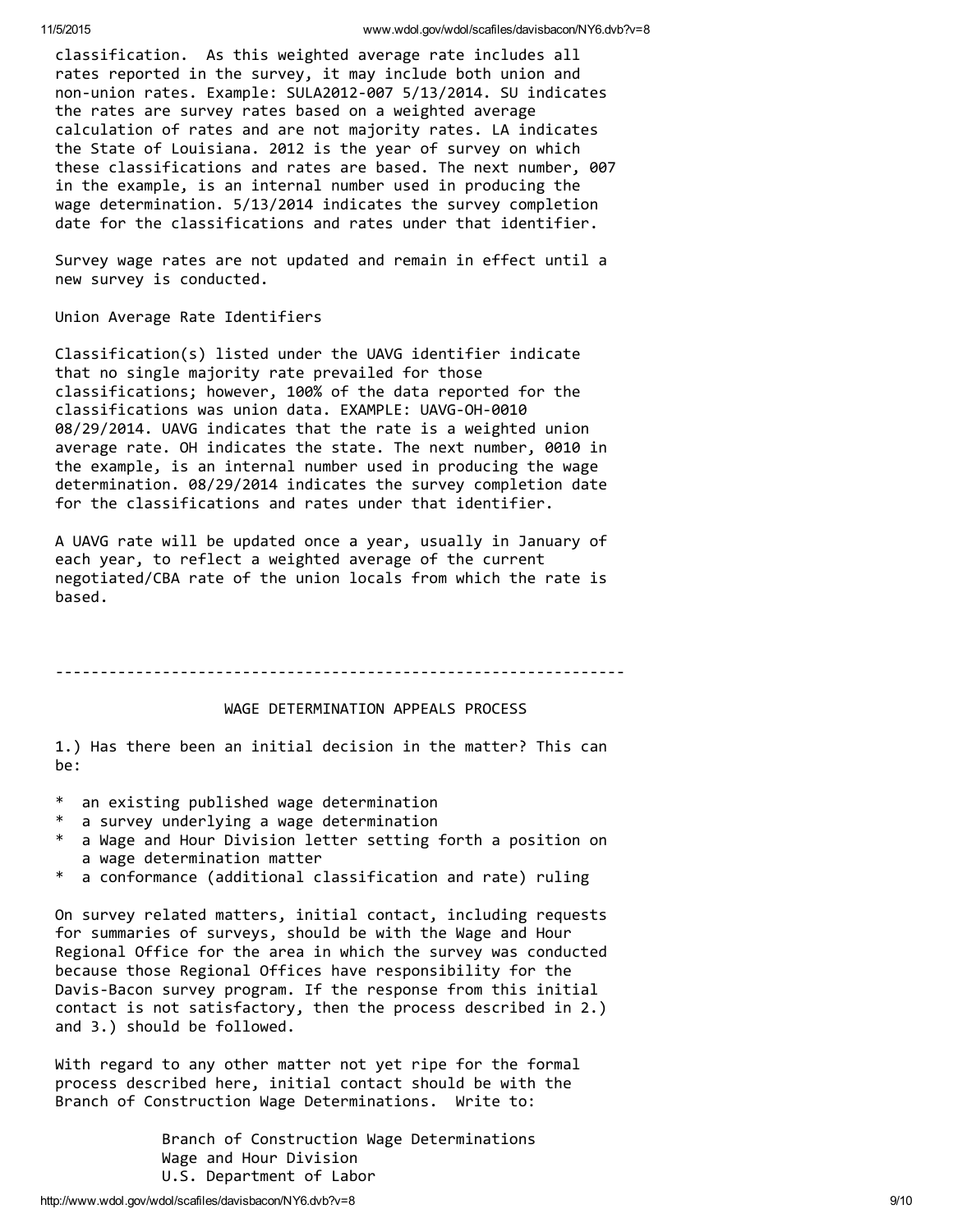classification. As this weighted average rate includes all rates reported in the survey, it may include both union and non-union rates. Example: SULA2012-007 5/13/2014. SU indicates the rates are survey rates based on a weighted average calculation of rates and are not majority rates. LA indicates the State of Louisiana. 2012 is the year of survey on which these classifications and rates are based. The next number, 007 in the example, is an internal number used in producing the wage determination. 5/13/2014 indicates the survey completion date for the classifications and rates under that identifier.

Survey wage rates are not updated and remain in effect until a new survey is conducted.

Union Average Rate Identifiers

Classification(s) listed under the UAVG identifier indicate that no single majority rate prevailed for those classifications; however, 100% of the data reported for the classifications was union data. EXAMPLE: UAVG-OH-0010 08/29/2014. UAVG indicates that the rate is a weighted union average rate. OH indicates the state. The next number, 0010 in the example, is an internal number used in producing the wage determination. 08/29/2014 indicates the survey completion date for the classifications and rates under that identifier.

A UAVG rate will be updated once a year, usually in January of each year, to reflect a weighted average of the current negotiated/CBA rate of the union locals from which the rate is based.

----------------------------------------------------------------

WAGE DETERMINATION APPEALS PROCESS

1.) Has there been an initial decision in the matter? This can be:

* an existing published wage determination
* a survey underlying a wage determination
* a Wage and Hour Division letter setting forth a position on a wage determination matter
* a conformance (additional classification and rate) ruling

On survey related matters, initial contact, including requests for summaries of surveys, should be with the Wage and Hour Regional Office for the area in which the survey was conducted because those Regional Offices have responsibility for the Davis-Bacon survey program. If the response from this initial contact is not satisfactory, then the process described in 2.) and 3.) should be followed.

With regard to any other matter not yet ripe for the formal process described here, initial contact should be with the Branch of Construction Wage Determinations. Write to:

Branch of Construction Wage Determinations
Wage and Hour Division
U.S. Department of Labor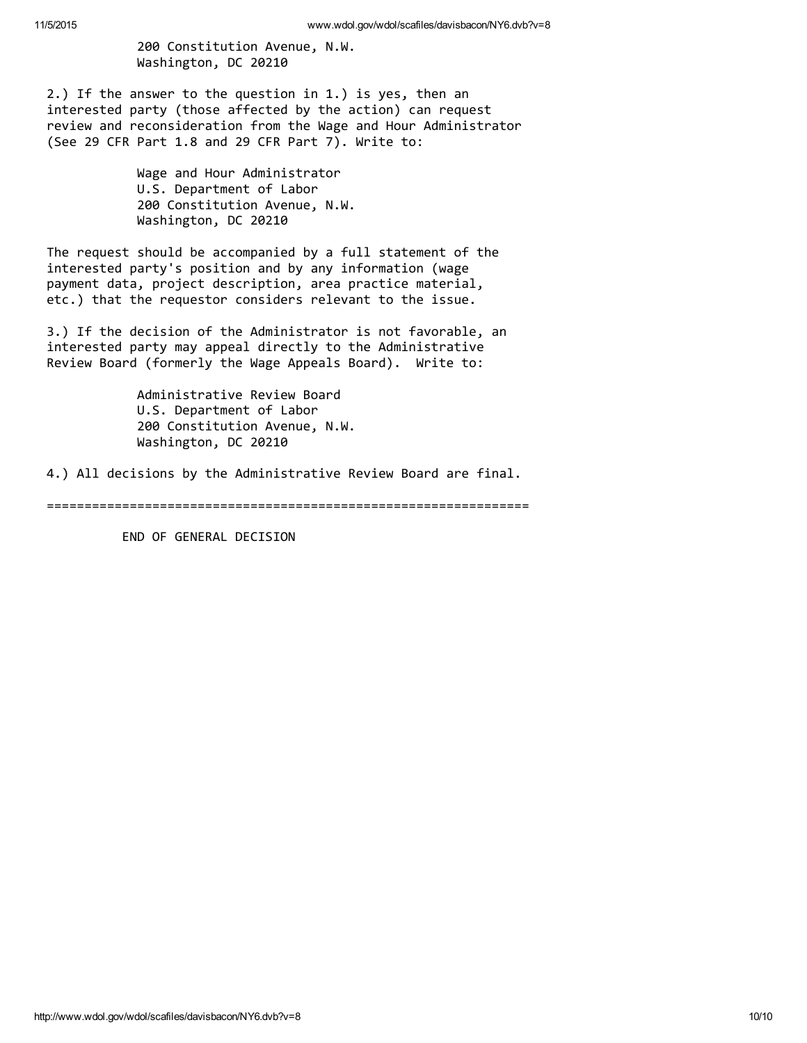200 Constitution Avenue, N.W.
Washington, DC 20210

2.) If the answer to the question in 1.) is yes, then an interested party (those affected by the action) can request review and reconsideration from the Wage and Hour Administrator (See 29 CFR Part 1.8 and 29 CFR Part 7). Write to:

Wage and Hour Administrator
U.S. Department of Labor
200 Constitution Avenue, N.W.
Washington, DC 20210

The request should be accompanied by a full statement of the interested party's position and by any information (wage payment data, project description, area practice material, etc.) that the requestor considers relevant to the issue.

3.) If the decision of the Administrator is not favorable, an interested party may appeal directly to the Administrative Review Board (formerly the Wage Appeals Board). Write to:

Administrative Review Board
U.S. Department of Labor
200 Constitution Avenue, N.W.
Washington, DC 20210

4.) All decisions by the Administrative Review Board are final.

================================================================

END OF GENERAL DECISION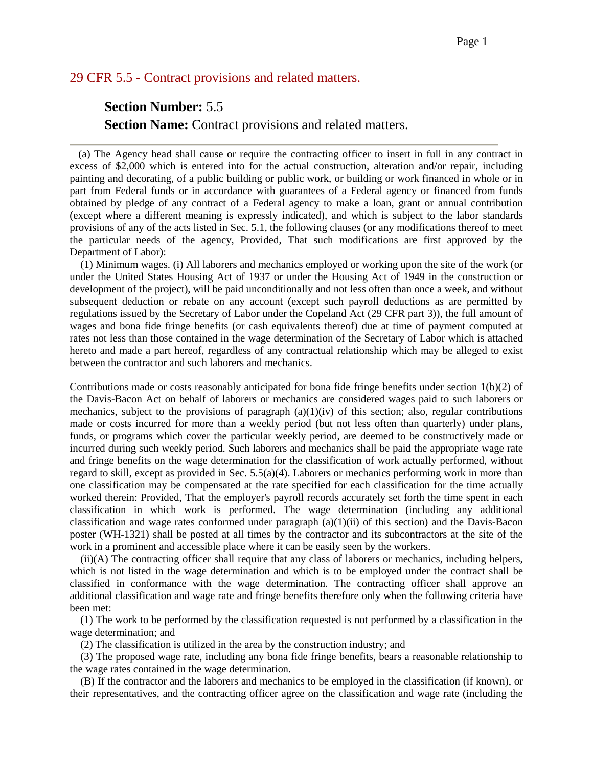# 29 CFR 5.5 - Contract provisions and related matters.

**Section Number:** 5.5

**Section Name:** Contract provisions and related matters.

---

(a) The Agency head shall cause or require the contracting officer to insert in full in any contract in excess of $2,000 which is entered into for the actual construction, alteration and/or repair, including painting and decorating, of a public building or public work, or building or work financed in whole or in part from Federal funds or in accordance with guarantees of a Federal agency or financed from funds obtained by pledge of any contract of a Federal agency to make a loan, grant or annual contribution (except where a different meaning is expressly indicated), and which is subject to the labor standards provisions of any of the acts listed in Sec. 5.1, the following clauses (or any modifications thereof to meet the particular needs of the agency, Provided, That such modifications are first approved by the Department of Labor):

(1) Minimum wages. (i) All laborers and mechanics employed or working upon the site of the work (or under the United States Housing Act of 1937 or under the Housing Act of 1949 in the construction or development of the project), will be paid unconditionally and not less often than once a week, and without subsequent deduction or rebate on any account (except such payroll deductions as are permitted by regulations issued by the Secretary of Labor under the Copeland Act (29 CFR part 3)), the full amount of wages and bona fide fringe benefits (or cash equivalents thereof) due at time of payment computed at rates not less than those contained in the wage determination of the Secretary of Labor which is attached hereto and made a part hereof, regardless of any contractual relationship which may be alleged to exist between the contractor and such laborers and mechanics.

Contributions made or costs reasonably anticipated for bona fide fringe benefits under section 1(b)(2) of the Davis-Bacon Act on behalf of laborers or mechanics are considered wages paid to such laborers or mechanics, subject to the provisions of paragraph (a)(1)(iv) of this section; also, regular contributions made or costs incurred for more than a weekly period (but not less often than quarterly) under plans, funds, or programs which cover the particular weekly period, are deemed to be constructively made or incurred during such weekly period. Such laborers and mechanics shall be paid the appropriate wage rate and fringe benefits on the wage determination for the classification of work actually performed, without regard to skill, except as provided in Sec. 5.5(a)(4). Laborers or mechanics performing work in more than one classification may be compensated at the rate specified for each classification for the time actually worked therein: Provided, That the employer's payroll records accurately set forth the time spent in each classification in which work is performed. The wage determination (including any additional classification and wage rates conformed under paragraph (a)(1)(ii) of this section) and the Davis-Bacon poster (WH-1321) shall be posted at all times by the contractor and its subcontractors at the site of the work in a prominent and accessible place where it can be easily seen by the workers.

(ii)(A) The contracting officer shall require that any class of laborers or mechanics, including helpers, which is not listed in the wage determination and which is to be employed under the contract shall be classified in conformance with the wage determination. The contracting officer shall approve an additional classification and wage rate and fringe benefits therefore only when the following criteria have been met:

(1) The work to be performed by the classification requested is not performed by a classification in the wage determination; and

(2) The classification is utilized in the area by the construction industry; and

(3) The proposed wage rate, including any bona fide fringe benefits, bears a reasonable relationship to the wage rates contained in the wage determination.

(B) If the contractor and the laborers and mechanics to be employed in the classification (if known), or their representatives, and the contracting officer agree on the classification and wage rate (including the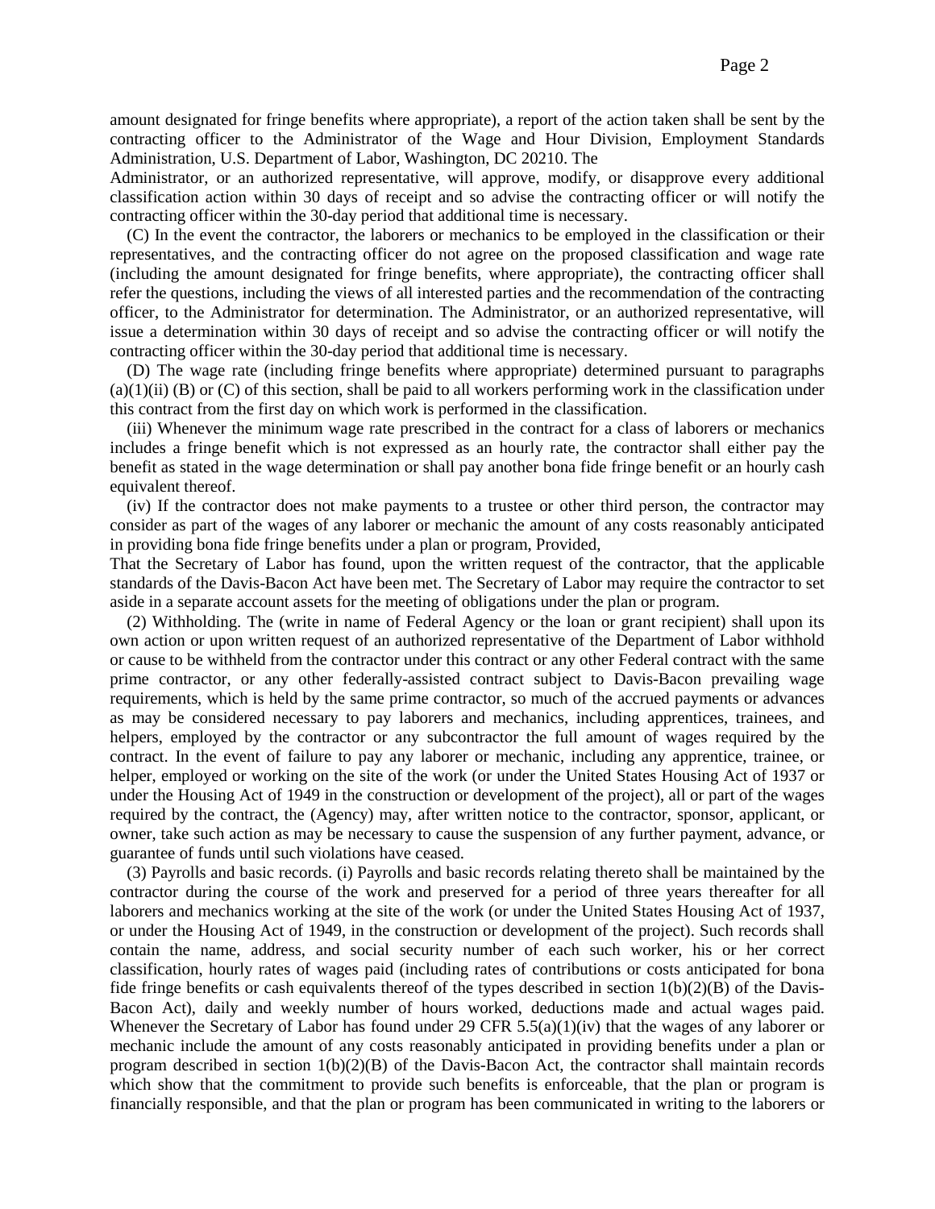amount designated for fringe benefits where appropriate), a report of the action taken shall be sent by the contracting officer to the Administrator of the Wage and Hour Division, Employment Standards Administration, U.S. Department of Labor, Washington, DC 20210. The Administrator, or an authorized representative, will approve, modify, or disapprove every additional classification action within 30 days of receipt and so advise the contracting officer or will notify the contracting officer within the 30-day period that additional time is necessary.

(C) In the event the contractor, the laborers or mechanics to be employed in the classification or their representatives, and the contracting officer do not agree on the proposed classification and wage rate (including the amount designated for fringe benefits, where appropriate), the contracting officer shall refer the questions, including the views of all interested parties and the recommendation of the contracting officer, to the Administrator for determination. The Administrator, or an authorized representative, will issue a determination within 30 days of receipt and so advise the contracting officer or will notify the contracting officer within the 30-day period that additional time is necessary.

(D) The wage rate (including fringe benefits where appropriate) determined pursuant to paragraphs (a)(1)(ii) (B) or (C) of this section, shall be paid to all workers performing work in the classification under this contract from the first day on which work is performed in the classification.

(iii) Whenever the minimum wage rate prescribed in the contract for a class of laborers or mechanics includes a fringe benefit which is not expressed as an hourly rate, the contractor shall either pay the benefit as stated in the wage determination or shall pay another bona fide fringe benefit or an hourly cash equivalent thereof.

(iv) If the contractor does not make payments to a trustee or other third person, the contractor may consider as part of the wages of any laborer or mechanic the amount of any costs reasonably anticipated in providing bona fide fringe benefits under a plan or program, Provided, That the Secretary of Labor has found, upon the written request of the contractor, that the applicable standards of the Davis-Bacon Act have been met. The Secretary of Labor may require the contractor to set aside in a separate account assets for the meeting of obligations under the plan or program.

(2) Withholding. The (write in name of Federal Agency or the loan or grant recipient) shall upon its own action or upon written request of an authorized representative of the Department of Labor withhold or cause to be withheld from the contractor under this contract or any other Federal contract with the same prime contractor, or any other federally-assisted contract subject to Davis-Bacon prevailing wage requirements, which is held by the same prime contractor, so much of the accrued payments or advances as may be considered necessary to pay laborers and mechanics, including apprentices, trainees, and helpers, employed by the contractor or any subcontractor the full amount of wages required by the contract. In the event of failure to pay any laborer or mechanic, including any apprentice, trainee, or helper, employed or working on the site of the work (or under the United States Housing Act of 1937 or under the Housing Act of 1949 in the construction or development of the project), all or part of the wages required by the contract, the (Agency) may, after written notice to the contractor, sponsor, applicant, or owner, take such action as may be necessary to cause the suspension of any further payment, advance, or guarantee of funds until such violations have ceased.

(3) Payrolls and basic records. (i) Payrolls and basic records relating thereto shall be maintained by the contractor during the course of the work and preserved for a period of three years thereafter for all laborers and mechanics working at the site of the work (or under the United States Housing Act of 1937, or under the Housing Act of 1949, in the construction or development of the project). Such records shall contain the name, address, and social security number of each such worker, his or her correct classification, hourly rates of wages paid (including rates of contributions or costs anticipated for bona fide fringe benefits or cash equivalents thereof of the types described in section 1(b)(2)(B) of the Davis-Bacon Act), daily and weekly number of hours worked, deductions made and actual wages paid. Whenever the Secretary of Labor has found under 29 CFR 5.5(a)(1)(iv) that the wages of any laborer or mechanic include the amount of any costs reasonably anticipated in providing benefits under a plan or program described in section 1(b)(2)(B) of the Davis-Bacon Act, the contractor shall maintain records which show that the commitment to provide such benefits is enforceable, that the plan or program is financially responsible, and that the plan or program has been communicated in writing to the laborers or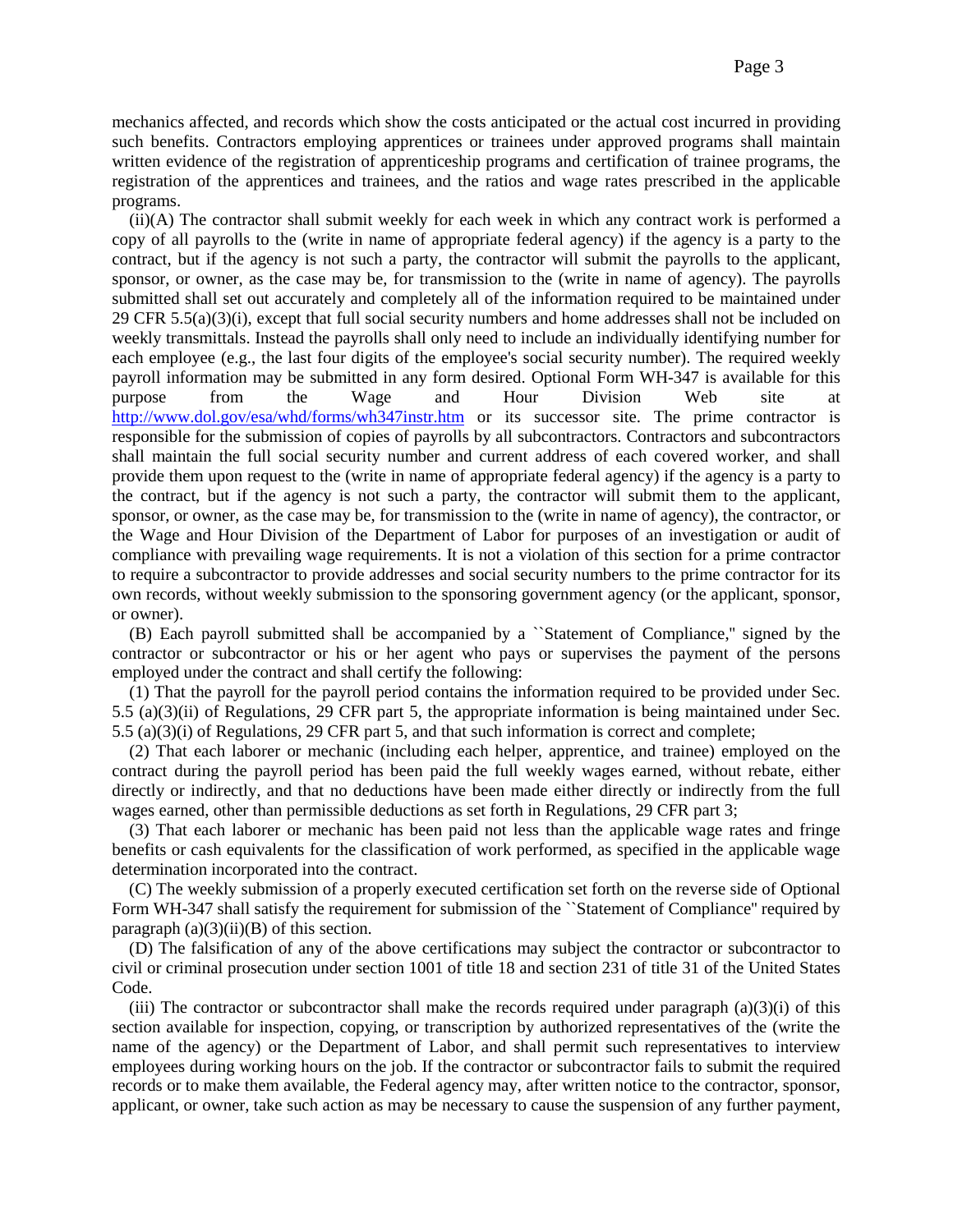mechanics affected, and records which show the costs anticipated or the actual cost incurred in providing such benefits. Contractors employing apprentices or trainees under approved programs shall maintain written evidence of the registration of apprenticeship programs and certification of trainee programs, the registration of the apprentices and trainees, and the ratios and wage rates prescribed in the applicable programs.

(ii)(A) The contractor shall submit weekly for each week in which any contract work is performed a copy of all payrolls to the (write in name of appropriate federal agency) if the agency is a party to the contract, but if the agency is not such a party, the contractor will submit the payrolls to the applicant, sponsor, or owner, as the case may be, for transmission to the (write in name of agency). The payrolls submitted shall set out accurately and completely all of the information required to be maintained under 29 CFR 5.5(a)(3)(i), except that full social security numbers and home addresses shall not be included on weekly transmittals. Instead the payrolls shall only need to include an individually identifying number for each employee (e.g., the last four digits of the employee's social security number). The required weekly payroll information may be submitted in any form desired. Optional Form WH-347 is available for this purpose from the Wage and Hour Division Web site at http://www.dol.gov/esa/whd/forms/wh347instr.htm or its successor site. The prime contractor is responsible for the submission of copies of payrolls by all subcontractors. Contractors and subcontractors shall maintain the full social security number and current address of each covered worker, and shall provide them upon request to the (write in name of appropriate federal agency) if the agency is a party to the contract, but if the agency is not such a party, the contractor will submit them to the applicant, sponsor, or owner, as the case may be, for transmission to the (write in name of agency), the contractor, or the Wage and Hour Division of the Department of Labor for purposes of an investigation or audit of compliance with prevailing wage requirements. It is not a violation of this section for a prime contractor to require a subcontractor to provide addresses and social security numbers to the prime contractor for its own records, without weekly submission to the sponsoring government agency (or the applicant, sponsor, or owner).

(B) Each payroll submitted shall be accompanied by a ``Statement of Compliance,'' signed by the contractor or subcontractor or his or her agent who pays or supervises the payment of the persons employed under the contract and shall certify the following:

(1) That the payroll for the payroll period contains the information required to be provided under Sec. 5.5 (a)(3)(ii) of Regulations, 29 CFR part 5, the appropriate information is being maintained under Sec. 5.5 (a)(3)(i) of Regulations, 29 CFR part 5, and that such information is correct and complete;

(2) That each laborer or mechanic (including each helper, apprentice, and trainee) employed on the contract during the payroll period has been paid the full weekly wages earned, without rebate, either directly or indirectly, and that no deductions have been made either directly or indirectly from the full wages earned, other than permissible deductions as set forth in Regulations, 29 CFR part 3;

(3) That each laborer or mechanic has been paid not less than the applicable wage rates and fringe benefits or cash equivalents for the classification of work performed, as specified in the applicable wage determination incorporated into the contract.

(C) The weekly submission of a properly executed certification set forth on the reverse side of Optional Form WH-347 shall satisfy the requirement for submission of the ``Statement of Compliance'' required by paragraph (a)(3)(ii)(B) of this section.

(D) The falsification of any of the above certifications may subject the contractor or subcontractor to civil or criminal prosecution under section 1001 of title 18 and section 231 of title 31 of the United States Code.

(iii) The contractor or subcontractor shall make the records required under paragraph (a)(3)(i) of this section available for inspection, copying, or transcription by authorized representatives of the (write the name of the agency) or the Department of Labor, and shall permit such representatives to interview employees during working hours on the job. If the contractor or subcontractor fails to submit the required records or to make them available, the Federal agency may, after written notice to the contractor, sponsor, applicant, or owner, take such action as may be necessary to cause the suspension of any further payment,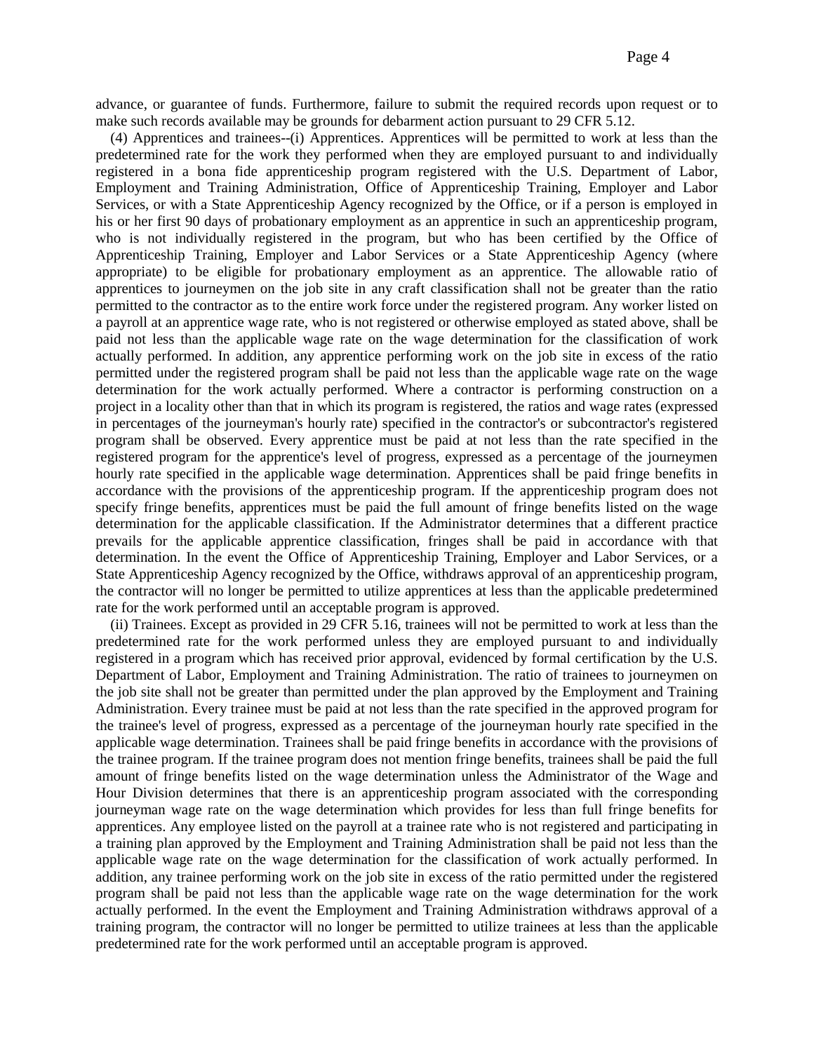advance, or guarantee of funds. Furthermore, failure to submit the required records upon request or to make such records available may be grounds for debarment action pursuant to 29 CFR 5.12.

(4) Apprentices and trainees--(i) Apprentices. Apprentices will be permitted to work at less than the predetermined rate for the work they performed when they are employed pursuant to and individually registered in a bona fide apprenticeship program registered with the U.S. Department of Labor, Employment and Training Administration, Office of Apprenticeship Training, Employer and Labor Services, or with a State Apprenticeship Agency recognized by the Office, or if a person is employed in his or her first 90 days of probationary employment as an apprentice in such an apprenticeship program, who is not individually registered in the program, but who has been certified by the Office of Apprenticeship Training, Employer and Labor Services or a State Apprenticeship Agency (where appropriate) to be eligible for probationary employment as an apprentice. The allowable ratio of apprentices to journeymen on the job site in any craft classification shall not be greater than the ratio permitted to the contractor as to the entire work force under the registered program. Any worker listed on a payroll at an apprentice wage rate, who is not registered or otherwise employed as stated above, shall be paid not less than the applicable wage rate on the wage determination for the classification of work actually performed. In addition, any apprentice performing work on the job site in excess of the ratio permitted under the registered program shall be paid not less than the applicable wage rate on the wage determination for the work actually performed. Where a contractor is performing construction on a project in a locality other than that in which its program is registered, the ratios and wage rates (expressed in percentages of the journeyman's hourly rate) specified in the contractor's or subcontractor's registered program shall be observed. Every apprentice must be paid at not less than the rate specified in the registered program for the apprentice's level of progress, expressed as a percentage of the journeymen hourly rate specified in the applicable wage determination. Apprentices shall be paid fringe benefits in accordance with the provisions of the apprenticeship program. If the apprenticeship program does not specify fringe benefits, apprentices must be paid the full amount of fringe benefits listed on the wage determination for the applicable classification. If the Administrator determines that a different practice prevails for the applicable apprentice classification, fringes shall be paid in accordance with that determination. In the event the Office of Apprenticeship Training, Employer and Labor Services, or a State Apprenticeship Agency recognized by the Office, withdraws approval of an apprenticeship program, the contractor will no longer be permitted to utilize apprentices at less than the applicable predetermined rate for the work performed until an acceptable program is approved.

(ii) Trainees. Except as provided in 29 CFR 5.16, trainees will not be permitted to work at less than the predetermined rate for the work performed unless they are employed pursuant to and individually registered in a program which has received prior approval, evidenced by formal certification by the U.S. Department of Labor, Employment and Training Administration. The ratio of trainees to journeymen on the job site shall not be greater than permitted under the plan approved by the Employment and Training Administration. Every trainee must be paid at not less than the rate specified in the approved program for the trainee's level of progress, expressed as a percentage of the journeyman hourly rate specified in the applicable wage determination. Trainees shall be paid fringe benefits in accordance with the provisions of the trainee program. If the trainee program does not mention fringe benefits, trainees shall be paid the full amount of fringe benefits listed on the wage determination unless the Administrator of the Wage and Hour Division determines that there is an apprenticeship program associated with the corresponding journeyman wage rate on the wage determination which provides for less than full fringe benefits for apprentices. Any employee listed on the payroll at a trainee rate who is not registered and participating in a training plan approved by the Employment and Training Administration shall be paid not less than the applicable wage rate on the wage determination for the classification of work actually performed. In addition, any trainee performing work on the job site in excess of the ratio permitted under the registered program shall be paid not less than the applicable wage rate on the wage determination for the work actually performed. In the event the Employment and Training Administration withdraws approval of a training program, the contractor will no longer be permitted to utilize trainees at less than the applicable predetermined rate for the work performed until an acceptable program is approved.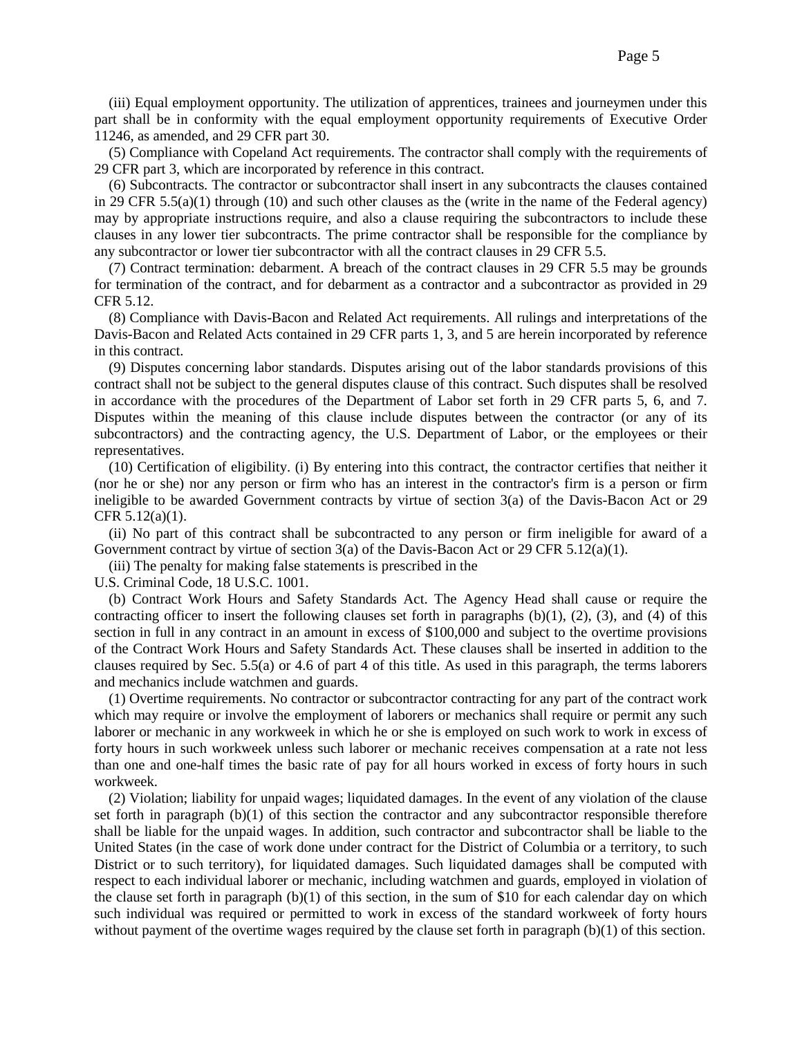(iii) Equal employment opportunity. The utilization of apprentices, trainees and journeymen under this part shall be in conformity with the equal employment opportunity requirements of Executive Order 11246, as amended, and 29 CFR part 30.

(5) Compliance with Copeland Act requirements. The contractor shall comply with the requirements of 29 CFR part 3, which are incorporated by reference in this contract.

(6) Subcontracts. The contractor or subcontractor shall insert in any subcontracts the clauses contained in 29 CFR 5.5(a)(1) through (10) and such other clauses as the (write in the name of the Federal agency) may by appropriate instructions require, and also a clause requiring the subcontractors to include these clauses in any lower tier subcontracts. The prime contractor shall be responsible for the compliance by any subcontractor or lower tier subcontractor with all the contract clauses in 29 CFR 5.5.

(7) Contract termination: debarment. A breach of the contract clauses in 29 CFR 5.5 may be grounds for termination of the contract, and for debarment as a contractor and a subcontractor as provided in 29 CFR 5.12.

(8) Compliance with Davis-Bacon and Related Act requirements. All rulings and interpretations of the Davis-Bacon and Related Acts contained in 29 CFR parts 1, 3, and 5 are herein incorporated by reference in this contract.

(9) Disputes concerning labor standards. Disputes arising out of the labor standards provisions of this contract shall not be subject to the general disputes clause of this contract. Such disputes shall be resolved in accordance with the procedures of the Department of Labor set forth in 29 CFR parts 5, 6, and 7. Disputes within the meaning of this clause include disputes between the contractor (or any of its subcontractors) and the contracting agency, the U.S. Department of Labor, or the employees or their representatives.

(10) Certification of eligibility. (i) By entering into this contract, the contractor certifies that neither it (nor he or she) nor any person or firm who has an interest in the contractor's firm is a person or firm ineligible to be awarded Government contracts by virtue of section 3(a) of the Davis-Bacon Act or 29 CFR 5.12(a)(1).

(ii) No part of this contract shall be subcontracted to any person or firm ineligible for award of a Government contract by virtue of section 3(a) of the Davis-Bacon Act or 29 CFR 5.12(a)(1).

(iii) The penalty for making false statements is prescribed in the U.S. Criminal Code, 18 U.S.C. 1001.

(b) Contract Work Hours and Safety Standards Act. The Agency Head shall cause or require the contracting officer to insert the following clauses set forth in paragraphs (b)(1), (2), (3), and (4) of this section in full in any contract in an amount in excess of $100,000 and subject to the overtime provisions of the Contract Work Hours and Safety Standards Act. These clauses shall be inserted in addition to the clauses required by Sec. 5.5(a) or 4.6 of part 4 of this title. As used in this paragraph, the terms laborers and mechanics include watchmen and guards.

(1) Overtime requirements. No contractor or subcontractor contracting for any part of the contract work which may require or involve the employment of laborers or mechanics shall require or permit any such laborer or mechanic in any workweek in which he or she is employed on such work to work in excess of forty hours in such workweek unless such laborer or mechanic receives compensation at a rate not less than one and one-half times the basic rate of pay for all hours worked in excess of forty hours in such workweek.

(2) Violation; liability for unpaid wages; liquidated damages. In the event of any violation of the clause set forth in paragraph (b)(1) of this section the contractor and any subcontractor responsible therefore shall be liable for the unpaid wages. In addition, such contractor and subcontractor shall be liable to the United States (in the case of work done under contract for the District of Columbia or a territory, to such District or to such territory), for liquidated damages. Such liquidated damages shall be computed with respect to each individual laborer or mechanic, including watchmen and guards, employed in violation of the clause set forth in paragraph (b)(1) of this section, in the sum of $10 for each calendar day on which such individual was required or permitted to work in excess of the standard workweek of forty hours without payment of the overtime wages required by the clause set forth in paragraph (b)(1) of this section.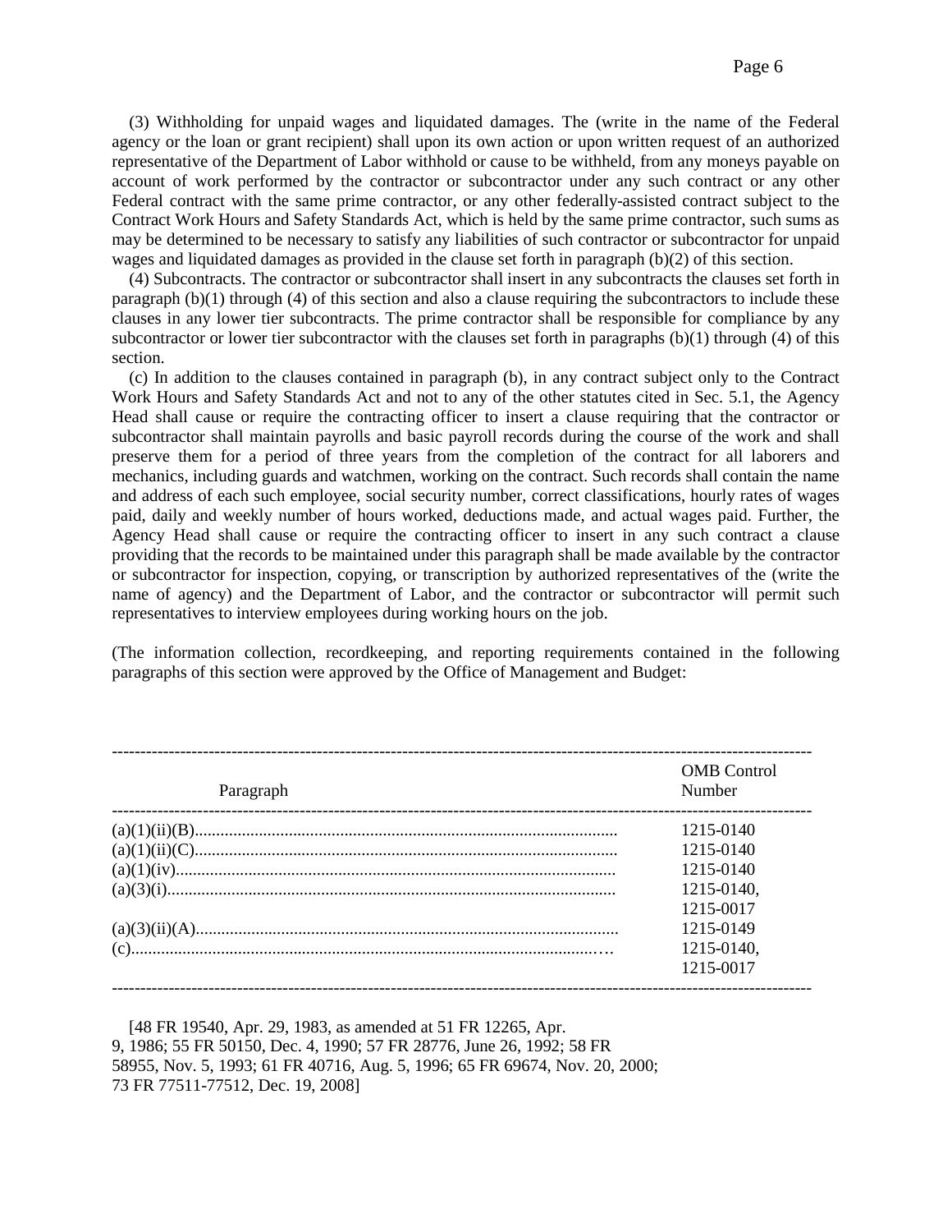(3) Withholding for unpaid wages and liquidated damages. The (write in the name of the Federal agency or the loan or grant recipient) shall upon its own action or upon written request of an authorized representative of the Department of Labor withhold or cause to be withheld, from any moneys payable on account of work performed by the contractor or subcontractor under any such contract or any other Federal contract with the same prime contractor, or any other federally-assisted contract subject to the Contract Work Hours and Safety Standards Act, which is held by the same prime contractor, such sums as may be determined to be necessary to satisfy any liabilities of such contractor or subcontractor for unpaid wages and liquidated damages as provided in the clause set forth in paragraph (b)(2) of this section.

(4) Subcontracts. The contractor or subcontractor shall insert in any subcontracts the clauses set forth in paragraph (b)(1) through (4) of this section and also a clause requiring the subcontractors to include these clauses in any lower tier subcontracts. The prime contractor shall be responsible for compliance by any subcontractor or lower tier subcontractor with the clauses set forth in paragraphs (b)(1) through (4) of this section.

(c) In addition to the clauses contained in paragraph (b), in any contract subject only to the Contract Work Hours and Safety Standards Act and not to any of the other statutes cited in Sec. 5.1, the Agency Head shall cause or require the contracting officer to insert a clause requiring that the contractor or subcontractor shall maintain payrolls and basic payroll records during the course of the work and shall preserve them for a period of three years from the completion of the contract for all laborers and mechanics, including guards and watchmen, working on the contract. Such records shall contain the name and address of each such employee, social security number, correct classifications, hourly rates of wages paid, daily and weekly number of hours worked, deductions made, and actual wages paid. Further, the Agency Head shall cause or require the contracting officer to insert in any such contract a clause providing that the records to be maintained under this paragraph shall be made available by the contractor or subcontractor for inspection, copying, or transcription by authorized representatives of the (write the name of agency) and the Department of Labor, and the contractor or subcontractor will permit such representatives to interview employees during working hours on the job.

(The information collection, recordkeeping, and reporting requirements contained in the following paragraphs of this section were approved by the Office of Management and Budget:

| Paragraph | OMB Control Number |
|---|---|
| (a)(1)(ii)(B) | 1215-0140 |
| (a)(1)(ii)(C) | 1215-0140 |
| (a)(1)(iv) | 1215-0140 |
| (a)(3)(i) | 1215-0140, 1215-0017 |
| (a)(3)(ii)(A) | 1215-0149 |
| (c) | 1215-0140, 1215-0017 |

[48 FR 19540, Apr. 29, 1983, as amended at 51 FR 12265, Apr. 9, 1986; 55 FR 50150, Dec. 4, 1990; 57 FR 28776, June 26, 1992; 58 FR 58955, Nov. 5, 1993; 61 FR 40716, Aug. 5, 1996; 65 FR 69674, Nov. 20, 2000; 73 FR 77511-77512, Dec. 19, 2008]